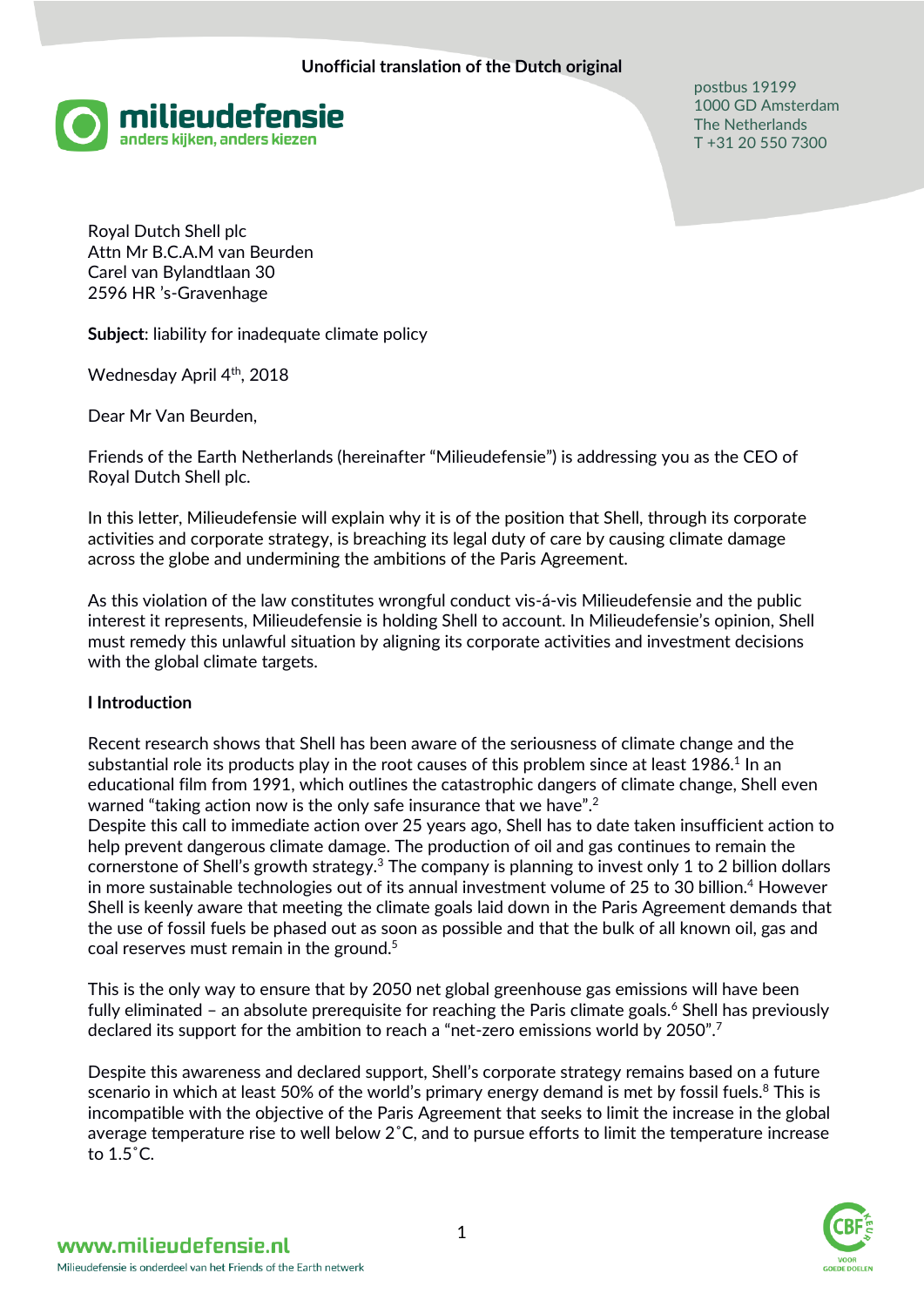**Unofficial translation of the Dutch original**

milieudefensie
anders kijken, anders kiezen

postbus 19199
1000 GD Amsterdam
The Netherlands
T +31 20 550 7300

Royal Dutch Shell plc
Attn Mr B.C.A.M van Beurden
Carel van Bylandtlaan 30
2596 HR 's-Gravenhage

**Subject**: liability for inadequate climate policy

Wednesday April 4th, 2018

Dear Mr Van Beurden,

Friends of the Earth Netherlands (hereinafter "Milieudefensie") is addressing you as the CEO of Royal Dutch Shell plc.

In this letter, Milieudefensie will explain why it is of the position that Shell, through its corporate activities and corporate strategy, is breaching its legal duty of care by causing climate damage across the globe and undermining the ambitions of the Paris Agreement.

As this violation of the law constitutes wrongful conduct vis-á-vis Milieudefensie and the public interest it represents, Milieudefensie is holding Shell to account. In Milieudefensie's opinion, Shell must remedy this unlawful situation by aligning its corporate activities and investment decisions with the global climate targets.

**I Introduction**

Recent research shows that Shell has been aware of the seriousness of climate change and the substantial role its products play in the root causes of this problem since at least 1986.[1] In an educational film from 1991, which outlines the catastrophic dangers of climate change, Shell even warned "taking action now is the only safe insurance that we have".[2]
Despite this call to immediate action over 25 years ago, Shell has to date taken insufficient action to help prevent dangerous climate damage. The production of oil and gas continues to remain the cornerstone of Shell's growth strategy.[3] The company is planning to invest only 1 to 2 billion dollars in more sustainable technologies out of its annual investment volume of 25 to 30 billion.[4] However Shell is keenly aware that meeting the climate goals laid down in the Paris Agreement demands that the use of fossil fuels be phased out as soon as possible and that the bulk of all known oil, gas and coal reserves must remain in the ground.[5]

This is the only way to ensure that by 2050 net global greenhouse gas emissions will have been fully eliminated – an absolute prerequisite for reaching the Paris climate goals.[6] Shell has previously declared its support for the ambition to reach a "net-zero emissions world by 2050".[7]

Despite this awareness and declared support, Shell's corporate strategy remains based on a future scenario in which at least 50% of the world's primary energy demand is met by fossil fuels.[8] This is incompatible with the objective of the Paris Agreement that seeks to limit the increase in the global average temperature rise to well below 2˚C, and to pursue efforts to limit the temperature increase to 1.5˚C.

www.milieudefensie.nl
Milieudefensie is onderdeel van het Friends of the Earth netwerk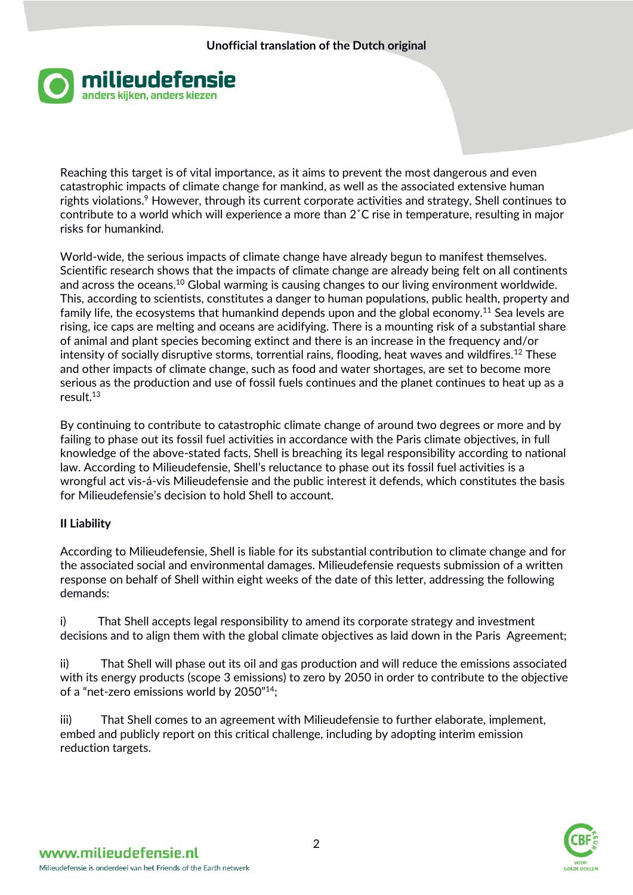Reaching this target is of vital importance, as it aims to prevent the most dangerous and even catastrophic impacts of climate change for mankind, as well as the associated extensive human rights violations.[9] However, through its current corporate activities and strategy, Shell continues to contribute to a world which will experience a more than 2˚C rise in temperature, resulting in major risks for humankind.

World-wide, the serious impacts of climate change have already begun to manifest themselves. Scientific research shows that the impacts of climate change are already being felt on all continents and across the oceans.[10] Global warming is causing changes to our living environment worldwide. This, according to scientists, constitutes a danger to human populations, public health, property and family life, the ecosystems that humankind depends upon and the global economy.[11] Sea levels are rising, ice caps are melting and oceans are acidifying. There is a mounting risk of a substantial share of animal and plant species becoming extinct and there is an increase in the frequency and/or intensity of socially disruptive storms, torrential rains, flooding, heat waves and wildfires.[12] These and other impacts of climate change, such as food and water shortages, are set to become more serious as the production and use of fossil fuels continues and the planet continues to heat up as a result.[13]

By continuing to contribute to catastrophic climate change of around two degrees or more and by failing to phase out its fossil fuel activities in accordance with the Paris climate objectives, in full knowledge of the above-stated facts, Shell is breaching its legal responsibility according to national law. According to Milieudefensie, Shell's reluctance to phase out its fossil fuel activities is a wrongful act vis-á-vis Milieudefensie and the public interest it defends, which constitutes the basis for Milieudefensie's decision to hold Shell to account.

**II Liability**

According to Milieudefensie, Shell is liable for its substantial contribution to climate change and for the associated social and environmental damages. Milieudefensie requests submission of a written response on behalf of Shell within eight weeks of the date of this letter, addressing the following demands:

i) That Shell accepts legal responsibility to amend its corporate strategy and investment decisions and to align them with the global climate objectives as laid down in the Paris Agreement;

ii) That Shell will phase out its oil and gas production and will reduce the emissions associated with its energy products (scope 3 emissions) to zero by 2050 in order to contribute to the objective of a "net-zero emissions world by 2050"[14];

iii) That Shell comes to an agreement with Milieudefensie to further elaborate, implement, embed and publicly report on this critical challenge, including by adopting interim emission reduction targets.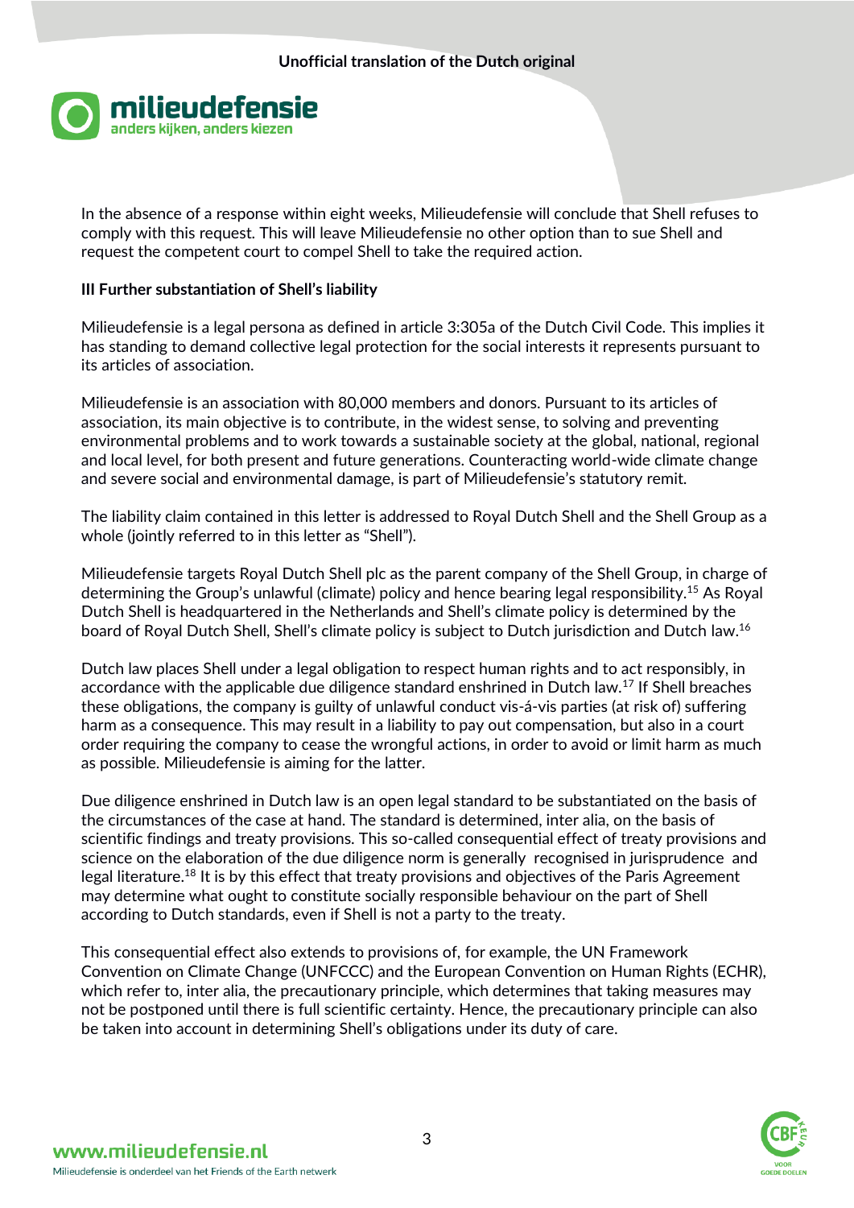In the absence of a response within eight weeks, Milieudefensie will conclude that Shell refuses to comply with this request. This will leave Milieudefensie no other option than to sue Shell and request the competent court to compel Shell to take the required action.

## III Further substantiation of Shell's liability

Milieudefensie is a legal persona as defined in article 3:305a of the Dutch Civil Code. This implies it has standing to demand collective legal protection for the social interests it represents pursuant to its articles of association.

Milieudefensie is an association with 80,000 members and donors. Pursuant to its articles of association, its main objective is to contribute, in the widest sense, to solving and preventing environmental problems and to work towards a sustainable society at the global, national, regional and local level, for both present and future generations. Counteracting world-wide climate change and severe social and environmental damage, is part of Milieudefensie's statutory remit.

The liability claim contained in this letter is addressed to Royal Dutch Shell and the Shell Group as a whole (jointly referred to in this letter as "Shell").

Milieudefensie targets Royal Dutch Shell plc as the parent company of the Shell Group, in charge of determining the Group's unlawful (climate) policy and hence bearing legal responsibility.[15] As Royal Dutch Shell is headquartered in the Netherlands and Shell's climate policy is determined by the board of Royal Dutch Shell, Shell's climate policy is subject to Dutch jurisdiction and Dutch law.[16]

Dutch law places Shell under a legal obligation to respect human rights and to act responsibly, in accordance with the applicable due diligence standard enshrined in Dutch law.[17] If Shell breaches these obligations, the company is guilty of unlawful conduct vis-á-vis parties (at risk of) suffering harm as a consequence. This may result in a liability to pay out compensation, but also in a court order requiring the company to cease the wrongful actions, in order to avoid or limit harm as much as possible. Milieudefensie is aiming for the latter.

Due diligence enshrined in Dutch law is an open legal standard to be substantiated on the basis of the circumstances of the case at hand. The standard is determined, inter alia, on the basis of scientific findings and treaty provisions. This so-called consequential effect of treaty provisions and science on the elaboration of the due diligence norm is generally recognised in jurisprudence and legal literature.[18] It is by this effect that treaty provisions and objectives of the Paris Agreement may determine what ought to constitute socially responsible behaviour on the part of Shell according to Dutch standards, even if Shell is not a party to the treaty.

This consequential effect also extends to provisions of, for example, the UN Framework Convention on Climate Change (UNFCCC) and the European Convention on Human Rights (ECHR), which refer to, inter alia, the precautionary principle, which determines that taking measures may not be postponed until there is full scientific certainty. Hence, the precautionary principle can also be taken into account in determining Shell's obligations under its duty of care.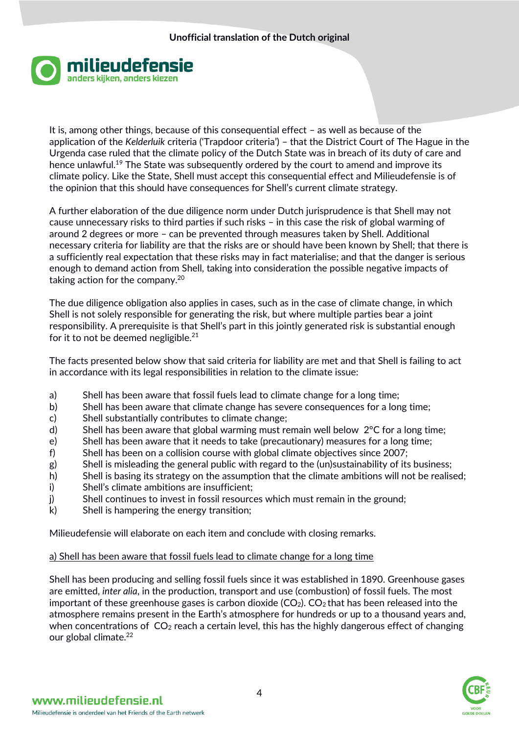Unofficial translation of the Dutch original

It is, among other things, because of this consequential effect – as well as because of the application of the *Kelderluik* criteria ('Trapdoor criteria') – that the District Court of The Hague in the Urgenda case ruled that the climate policy of the Dutch State was in breach of its duty of care and hence unlawful.[19] The State was subsequently ordered by the court to amend and improve its climate policy. Like the State, Shell must accept this consequential effect and Milieudefensie is of the opinion that this should have consequences for Shell's current climate strategy.

A further elaboration of the due diligence norm under Dutch jurisprudence is that Shell may not cause unnecessary risks to third parties if such risks – in this case the risk of global warming of around 2 degrees or more – can be prevented through measures taken by Shell. Additional necessary criteria for liability are that the risks are or should have been known by Shell; that there is a sufficiently real expectation that these risks may in fact materialise; and that the danger is serious enough to demand action from Shell, taking into consideration the possible negative impacts of taking action for the company.[20]

The due diligence obligation also applies in cases, such as in the case of climate change, in which Shell is not solely responsible for generating the risk, but where multiple parties bear a joint responsibility. A prerequisite is that Shell's part in this jointly generated risk is substantial enough for it to not be deemed negligible.[21]

The facts presented below show that said criteria for liability are met and that Shell is failing to act in accordance with its legal responsibilities in relation to the climate issue:

a) Shell has been aware that fossil fuels lead to climate change for a long time;
b) Shell has been aware that climate change has severe consequences for a long time;
c) Shell substantially contributes to climate change;
d) Shell has been aware that global warming must remain well below 2°C for a long time;
e) Shell has been aware that it needs to take (precautionary) measures for a long time;
f) Shell has been on a collision course with global climate objectives since 2007;
g) Shell is misleading the general public with regard to the (un)sustainability of its business;
h) Shell is basing its strategy on the assumption that the climate ambitions will not be realised;
i) Shell's climate ambitions are insufficient;
j) Shell continues to invest in fossil resources which must remain in the ground;
k) Shell is hampering the energy transition;

Milieudefensie will elaborate on each item and conclude with closing remarks.

<u>a) Shell has been aware that fossil fuels lead to climate change for a long time</u>

Shell has been producing and selling fossil fuels since it was established in 1890. Greenhouse gases are emitted, *inter alia*, in the production, transport and use (combustion) of fossil fuels. The most important of these greenhouse gases is carbon dioxide ($CO_2$). $CO_2$ that has been released into the atmosphere remains present in the Earth's atmosphere for hundreds or up to a thousand years and, when concentrations of $CO_2$ reach a certain level, this has the highly dangerous effect of changing our global climate.[22]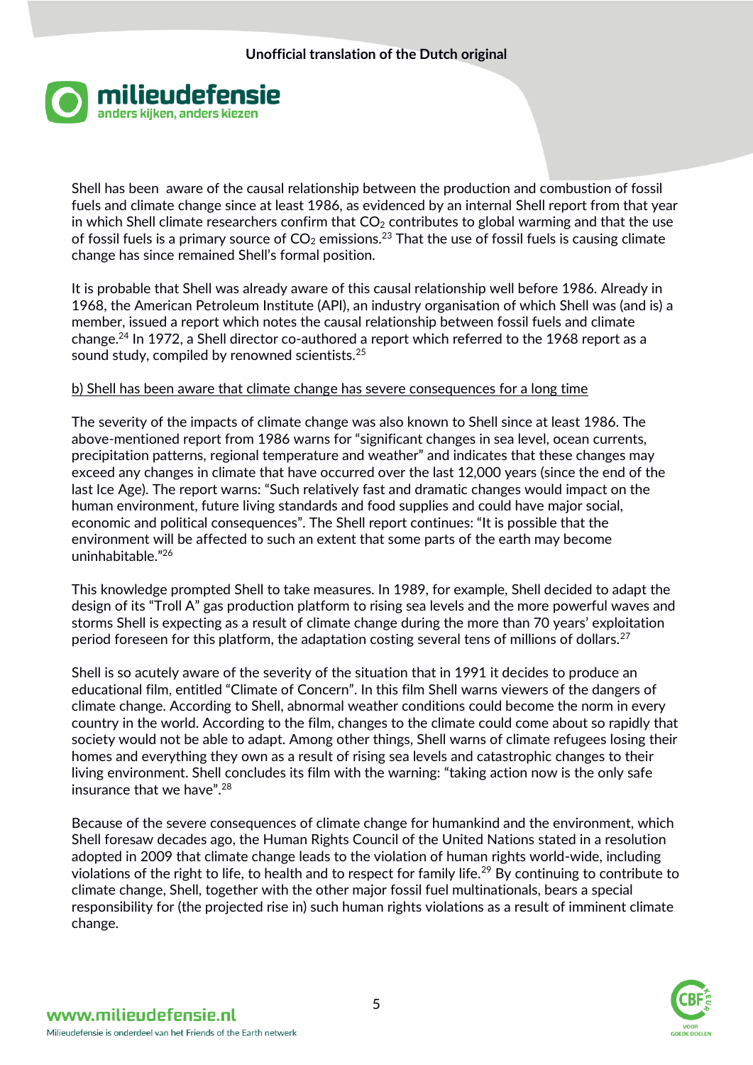Shell has been aware of the causal relationship between the production and combustion of fossil fuels and climate change since at least 1986, as evidenced by an internal Shell report from that year in which Shell climate researchers confirm that $CO_2$ contributes to global warming and that the use of fossil fuels is a primary source of $CO_2$ emissions.[23] That the use of fossil fuels is causing climate change has since remained Shell's formal position.

It is probable that Shell was already aware of this causal relationship well before 1986. Already in 1968, the American Petroleum Institute (API), an industry organisation of which Shell was (and is) a member, issued a report which notes the causal relationship between fossil fuels and climate change.[24] In 1972, a Shell director co-authored a report which referred to the 1968 report as a sound study, compiled by renowned scientists.[25]

<u>b) Shell has been aware that climate change has severe consequences for a long time</u>

The severity of the impacts of climate change was also known to Shell since at least 1986. The above-mentioned report from 1986 warns for "significant changes in sea level, ocean currents, precipitation patterns, regional temperature and weather" and indicates that these changes may exceed any changes in climate that have occurred over the last 12,000 years (since the end of the last Ice Age). The report warns: "Such relatively fast and dramatic changes would impact on the human environment, future living standards and food supplies and could have major social, economic and political consequences". The Shell report continues: "It is possible that the environment will be affected to such an extent that some parts of the earth may become uninhabitable."[26]

This knowledge prompted Shell to take measures. In 1989, for example, Shell decided to adapt the design of its "Troll A" gas production platform to rising sea levels and the more powerful waves and storms Shell is expecting as a result of climate change during the more than 70 years' exploitation period foreseen for this platform, the adaptation costing several tens of millions of dollars.[27]

Shell is so acutely aware of the severity of the situation that in 1991 it decides to produce an educational film, entitled "Climate of Concern". In this film Shell warns viewers of the dangers of climate change. According to Shell, abnormal weather conditions could become the norm in every country in the world. According to the film, changes to the climate could come about so rapidly that society would not be able to adapt. Among other things, Shell warns of climate refugees losing their homes and everything they own as a result of rising sea levels and catastrophic changes to their living environment. Shell concludes its film with the warning: "taking action now is the only safe insurance that we have".[28]

Because of the severe consequences of climate change for humankind and the environment, which Shell foresaw decades ago, the Human Rights Council of the United Nations stated in a resolution adopted in 2009 that climate change leads to the violation of human rights world-wide, including violations of the right to life, to health and to respect for family life.[29] By continuing to contribute to climate change, Shell, together with the other major fossil fuel multinationals, bears a special responsibility for (the projected rise in) such human rights violations as a result of imminent climate change.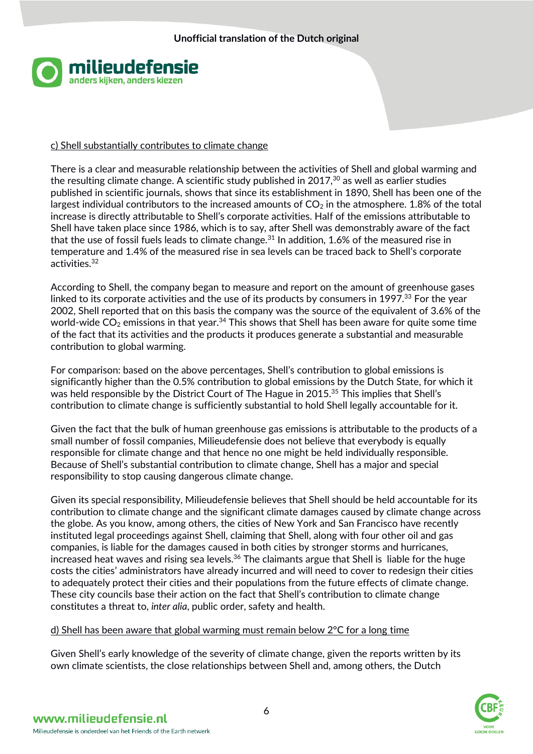c) Shell substantially contributes to climate change

There is a clear and measurable relationship between the activities of Shell and global warming and the resulting climate change. A scientific study published in 2017,[30] as well as earlier studies published in scientific journals, shows that since its establishment in 1890, Shell has been one of the largest individual contributors to the increased amounts of $CO_2$ in the atmosphere. 1.8% of the total increase is directly attributable to Shell's corporate activities. Half of the emissions attributable to Shell have taken place since 1986, which is to say, after Shell was demonstrably aware of the fact that the use of fossil fuels leads to climate change.[31] In addition, 1.6% of the measured rise in temperature and 1.4% of the measured rise in sea levels can be traced back to Shell's corporate activities.[32]

According to Shell, the company began to measure and report on the amount of greenhouse gases linked to its corporate activities and the use of its products by consumers in 1997.[33] For the year 2002, Shell reported that on this basis the company was the source of the equivalent of 3.6% of the world-wide $CO_2$ emissions in that year.[34] This shows that Shell has been aware for quite some time of the fact that its activities and the products it produces generate a substantial and measurable contribution to global warming.

For comparison: based on the above percentages, Shell's contribution to global emissions is significantly higher than the 0.5% contribution to global emissions by the Dutch State, for which it was held responsible by the District Court of The Hague in 2015.[35] This implies that Shell's contribution to climate change is sufficiently substantial to hold Shell legally accountable for it.

Given the fact that the bulk of human greenhouse gas emissions is attributable to the products of a small number of fossil companies, Milieudefensie does not believe that everybody is equally responsible for climate change and that hence no one might be held individually responsible. Because of Shell's substantial contribution to climate change, Shell has a major and special responsibility to stop causing dangerous climate change.

Given its special responsibility, Milieudefensie believes that Shell should be held accountable for its contribution to climate change and the significant climate damages caused by climate change across the globe. As you know, among others, the cities of New York and San Francisco have recently instituted legal proceedings against Shell, claiming that Shell, along with four other oil and gas companies, is liable for the damages caused in both cities by stronger storms and hurricanes, increased heat waves and rising sea levels.[36] The claimants argue that Shell is liable for the huge costs the cities' administrators have already incurred and will need to cover to redesign their cities to adequately protect their cities and their populations from the future effects of climate change. These city councils base their action on the fact that Shell's contribution to climate change constitutes a threat to, *inter alia*, public order, safety and health.

d) Shell has been aware that global warming must remain below 2°C for a long time

Given Shell's early knowledge of the severity of climate change, given the reports written by its own climate scientists, the close relationships between Shell and, among others, the Dutch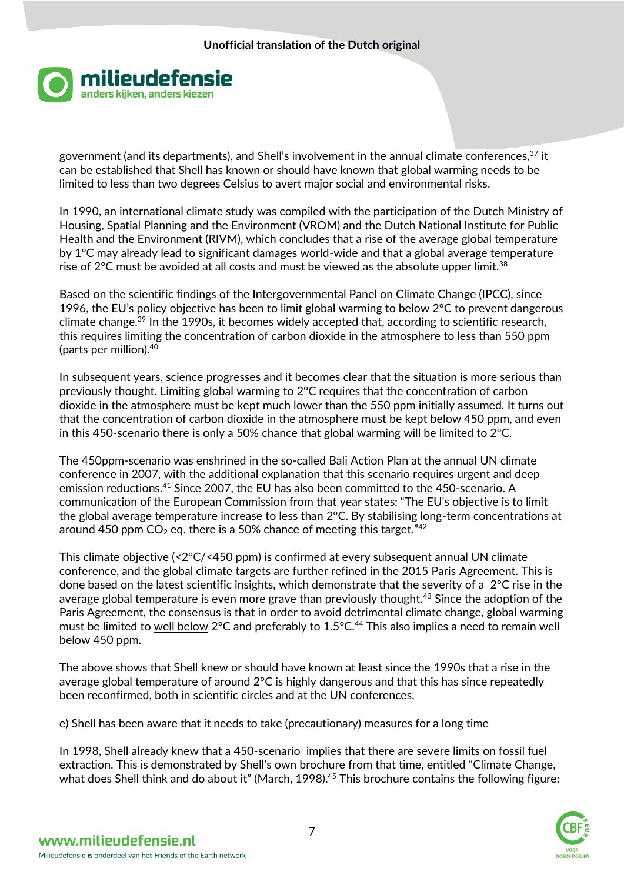government (and its departments), and Shell's involvement in the annual climate conferences,[37] it can be established that Shell has known or should have known that global warming needs to be limited to less than two degrees Celsius to avert major social and environmental risks.

In 1990, an international climate study was compiled with the participation of the Dutch Ministry of Housing, Spatial Planning and the Environment (VROM) and the Dutch National Institute for Public Health and the Environment (RIVM), which concludes that a rise of the average global temperature by 1°C may already lead to significant damages world-wide and that a global average temperature rise of 2°C must be avoided at all costs and must be viewed as the absolute upper limit.[38]

Based on the scientific findings of the Intergovernmental Panel on Climate Change (IPCC), since 1996, the EU's policy objective has been to limit global warming to below 2°C to prevent dangerous climate change.[39] In the 1990s, it becomes widely accepted that, according to scientific research, this requires limiting the concentration of carbon dioxide in the atmosphere to less than 550 ppm (parts per million).[40]

In subsequent years, science progresses and it becomes clear that the situation is more serious than previously thought. Limiting global warming to 2°C requires that the concentration of carbon dioxide in the atmosphere must be kept much lower than the 550 ppm initially assumed. It turns out that the concentration of carbon dioxide in the atmosphere must be kept below 450 ppm, and even in this 450-scenario there is only a 50% chance that global warming will be limited to 2°C.

The 450ppm-scenario was enshrined in the so-called Bali Action Plan at the annual UN climate conference in 2007, with the additional explanation that this scenario requires urgent and deep emission reductions.[41] Since 2007, the EU has also been committed to the 450-scenario. A communication of the European Commission from that year states: "The EU's objective is to limit the global average temperature increase to less than 2°C. By stabilising long-term concentrations at around 450 ppm $CO_2$ eq. there is a 50% chance of meeting this target."[42]

This climate objective (<2°C/<450 ppm) is confirmed at every subsequent annual UN climate conference, and the global climate targets are further refined in the 2015 Paris Agreement. This is done based on the latest scientific insights, which demonstrate that the severity of a 2°C rise in the average global temperature is even more grave than previously thought.[43] Since the adoption of the Paris Agreement, the consensus is that in order to avoid detrimental climate change, global warming must be limited to <u>well below</u> 2°C and preferably to 1.5°C.[44] This also implies a need to remain well below 450 ppm.

The above shows that Shell knew or should have known at least since the 1990s that a rise in the average global temperature of around 2°C is highly dangerous and that this has since repeatedly been reconfirmed, both in scientific circles and at the UN conferences.

<u>e) Shell has been aware that it needs to take (precautionary) measures for a long time</u>

In 1998, Shell already knew that a 450-scenario implies that there are severe limits on fossil fuel extraction. This is demonstrated by Shell's own brochure from that time, entitled "Climate Change, what does Shell think and do about it" (March, 1998).[45] This brochure contains the following figure: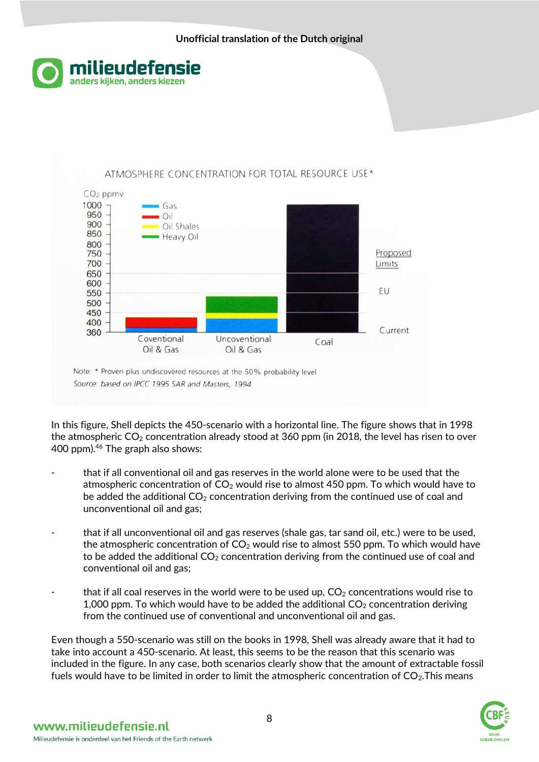ATMOSPHERE CONCENTRATION FOR TOTAL RESOURCE USE*

Note: * Proven plus undiscovered resources at the 50% probability level

*Source: based on IPCC 1995 SAR and Masters, 1994*

In this figure, Shell depicts the 450-scenario with a horizontal line. The figure shows that in 1998 the atmospheric $CO_2$ concentration already stood at 360 ppm (in 2018, the level has risen to over 400 ppm).[46] The graph also shows:

- that if all conventional oil and gas reserves in the world alone were to be used that the atmospheric concentration of $CO_2$ would rise to almost 450 ppm. To which would have to be added the additional $CO_2$ concentration deriving from the continued use of coal and unconventional oil and gas;
- that if all unconventional oil and gas reserves (shale gas, tar sand oil, etc.) were to be used, the atmospheric concentration of $CO_2$ would rise to almost 550 ppm. To which would have to be added the additional $CO_2$ concentration deriving from the continued use of coal and conventional oil and gas;
- that if all coal reserves in the world were to be used up, $CO_2$ concentrations would rise to 1,000 ppm. To which would have to be added the additional $CO_2$ concentration deriving from the continued use of conventional and unconventional oil and gas.

Even though a 550-scenario was still on the books in 1998, Shell was already aware that it had to take into account a 450-scenario. At least, this seems to be the reason that this scenario was included in the figure. In any case, both scenarios clearly show that the amount of extractable fossil fuels would have to be limited in order to limit the atmospheric concentration of $CO_2$.This means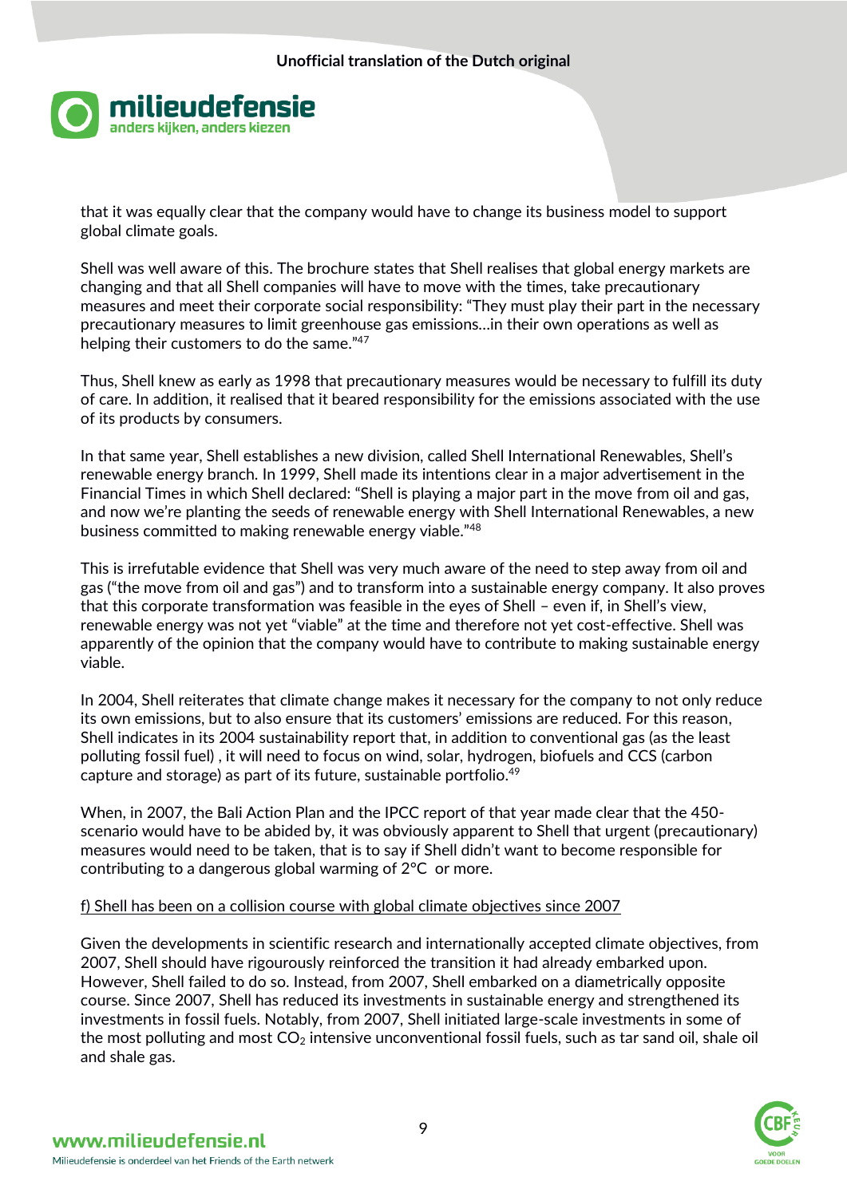that it was equally clear that the company would have to change its business model to support global climate goals.

Shell was well aware of this. The brochure states that Shell realises that global energy markets are changing and that all Shell companies will have to move with the times, take precautionary measures and meet their corporate social responsibility: “They must play their part in the necessary precautionary measures to limit greenhouse gas emissions…in their own operations as well as helping their customers to do the same.”[47]

Thus, Shell knew as early as 1998 that precautionary measures would be necessary to fulfill its duty of care. In addition, it realised that it beared responsibility for the emissions associated with the use of its products by consumers.

In that same year, Shell establishes a new division, called Shell International Renewables, Shell’s renewable energy branch. In 1999, Shell made its intentions clear in a major advertisement in the Financial Times in which Shell declared: “Shell is playing a major part in the move from oil and gas, and now we’re planting the seeds of renewable energy with Shell International Renewables, a new business committed to making renewable energy viable.”[48]

This is irrefutable evidence that Shell was very much aware of the need to step away from oil and gas (“the move from oil and gas”) and to transform into a sustainable energy company. It also proves that this corporate transformation was feasible in the eyes of Shell – even if, in Shell’s view, renewable energy was not yet “viable” at the time and therefore not yet cost-effective. Shell was apparently of the opinion that the company would have to contribute to making sustainable energy viable.

In 2004, Shell reiterates that climate change makes it necessary for the company to not only reduce its own emissions, but to also ensure that its customers’ emissions are reduced. For this reason, Shell indicates in its 2004 sustainability report that, in addition to conventional gas (as the least polluting fossil fuel) , it will need to focus on wind, solar, hydrogen, biofuels and CCS (carbon capture and storage) as part of its future, sustainable portfolio.[49]

When, in 2007, the Bali Action Plan and the IPCC report of that year made clear that the 450-scenario would have to be abided by, it was obviously apparent to Shell that urgent (precautionary) measures would need to be taken, that is to say if Shell didn’t want to become responsible for contributing to a dangerous global warming of 2°C or more.

f) Shell has been on a collision course with global climate objectives since 2007

Given the developments in scientific research and internationally accepted climate objectives, from 2007, Shell should have rigourously reinforced the transition it had already embarked upon. However, Shell failed to do so. Instead, from 2007, Shell embarked on a diametrically opposite course. Since 2007, Shell has reduced its investments in sustainable energy and strengthened its investments in fossil fuels. Notably, from 2007, Shell initiated large-scale investments in some of the most polluting and most $CO_2$ intensive unconventional fossil fuels, such as tar sand oil, shale oil and shale gas.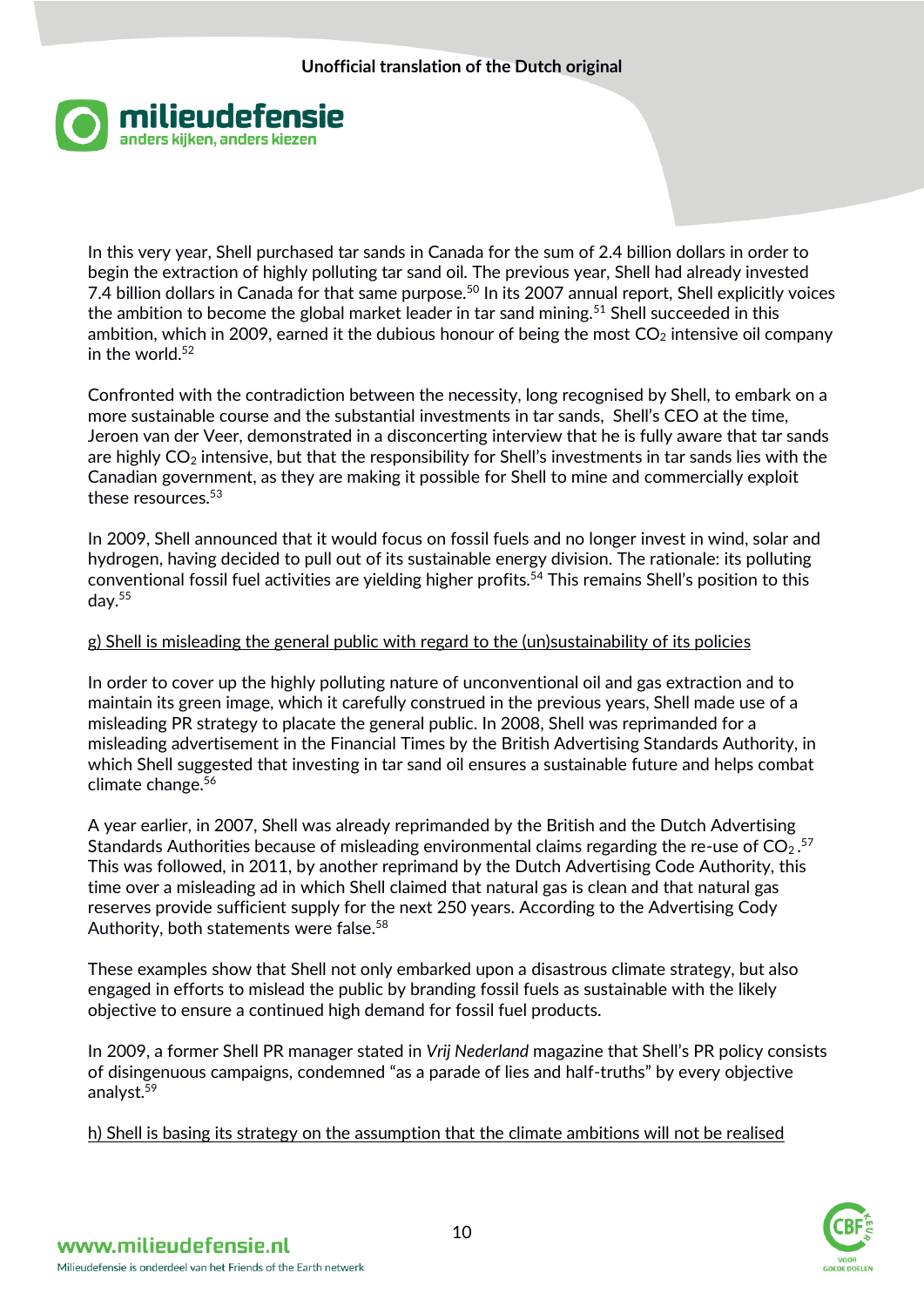In this very year, Shell purchased tar sands in Canada for the sum of 2.4 billion dollars in order to begin the extraction of highly polluting tar sand oil. The previous year, Shell had already invested 7.4 billion dollars in Canada for that same purpose.[50] In its 2007 annual report, Shell explicitly voices the ambition to become the global market leader in tar sand mining.[51] Shell succeeded in this ambition, which in 2009, earned it the dubious honour of being the most $CO_2$ intensive oil company in the world.[52]

Confronted with the contradiction between the necessity, long recognised by Shell, to embark on a more sustainable course and the substantial investments in tar sands, Shell's CEO at the time, Jeroen van der Veer, demonstrated in a disconcerting interview that he is fully aware that tar sands are highly $CO_2$ intensive, but that the responsibility for Shell's investments in tar sands lies with the Canadian government, as they are making it possible for Shell to mine and commercially exploit these resources.[53]

In 2009, Shell announced that it would focus on fossil fuels and no longer invest in wind, solar and hydrogen, having decided to pull out of its sustainable energy division. The rationale: its polluting conventional fossil fuel activities are yielding higher profits.[54] This remains Shell's position to this day.[55]

<u>g) Shell is misleading the general public with regard to the (un)sustainability of its policies</u>

In order to cover up the highly polluting nature of unconventional oil and gas extraction and to maintain its green image, which it carefully construed in the previous years, Shell made use of a misleading PR strategy to placate the general public. In 2008, Shell was reprimanded for a misleading advertisement in the Financial Times by the British Advertising Standards Authority, in which Shell suggested that investing in tar sand oil ensures a sustainable future and helps combat climate change.[56]

A year earlier, in 2007, Shell was already reprimanded by the British and the Dutch Advertising Standards Authorities because of misleading environmental claims regarding the re-use of $CO_2$.[57] This was followed, in 2011, by another reprimand by the Dutch Advertising Code Authority, this time over a misleading ad in which Shell claimed that natural gas is clean and that natural gas reserves provide sufficient supply for the next 250 years. According to the Advertising Cody Authority, both statements were false.[58]

These examples show that Shell not only embarked upon a disastrous climate strategy, but also engaged in efforts to mislead the public by branding fossil fuels as sustainable with the likely objective to ensure a continued high demand for fossil fuel products.

In 2009, a former Shell PR manager stated in *Vrij Nederland* magazine that Shell's PR policy consists of disingenuous campaigns, condemned "as a parade of lies and half-truths" by every objective analyst.[59]

<u>h) Shell is basing its strategy on the assumption that the climate ambitions will not be realised</u>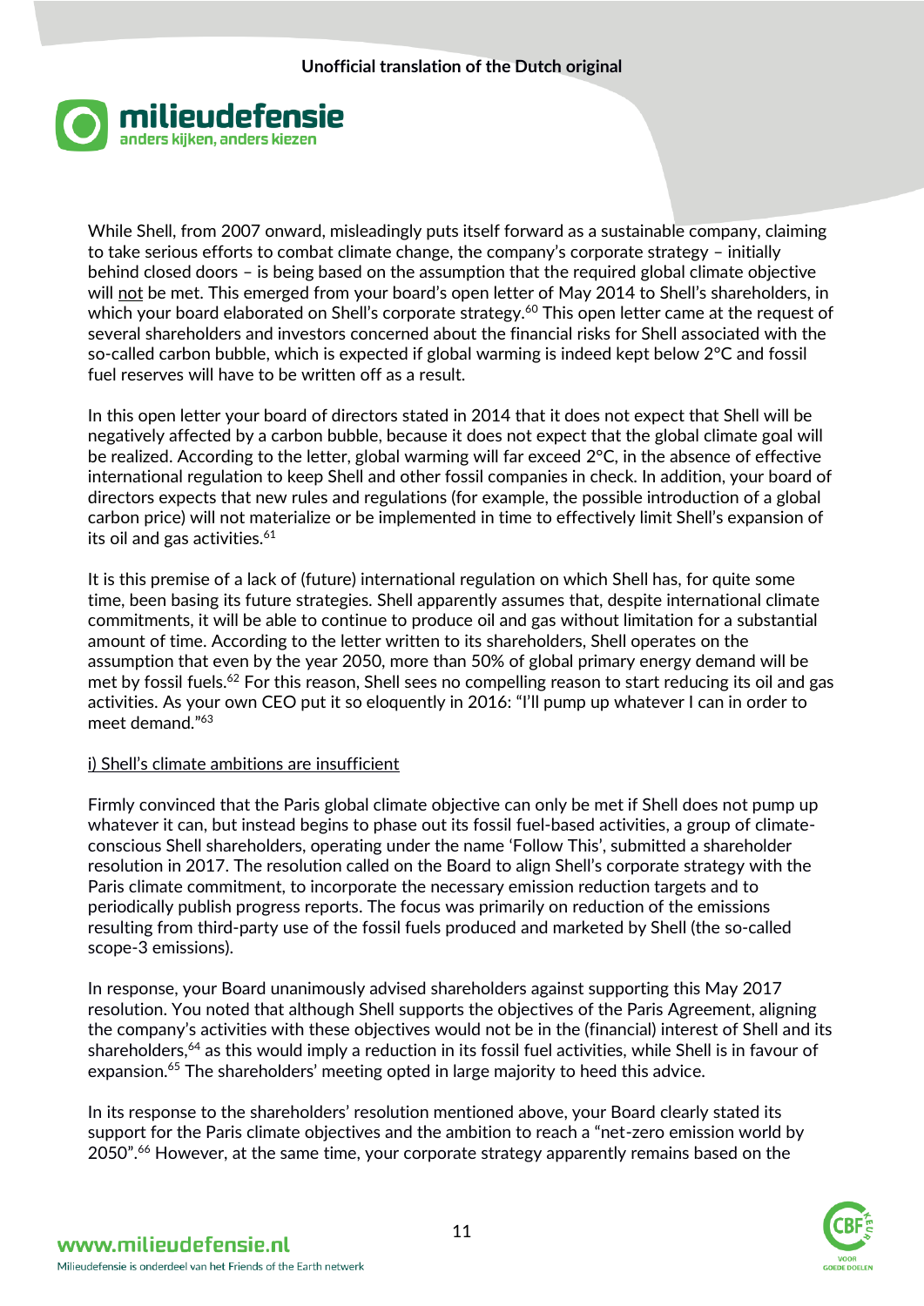While Shell, from 2007 onward, misleadingly puts itself forward as a sustainable company, claiming to take serious efforts to combat climate change, the company's corporate strategy – initially behind closed doors – is being based on the assumption that the required global climate objective will not be met. This emerged from your board's open letter of May 2014 to Shell's shareholders, in which your board elaborated on Shell's corporate strategy.[60] This open letter came at the request of several shareholders and investors concerned about the financial risks for Shell associated with the so-called carbon bubble, which is expected if global warming is indeed kept below 2°C and fossil fuel reserves will have to be written off as a result.

In this open letter your board of directors stated in 2014 that it does not expect that Shell will be negatively affected by a carbon bubble, because it does not expect that the global climate goal will be realized. According to the letter, global warming will far exceed 2°C, in the absence of effective international regulation to keep Shell and other fossil companies in check. In addition, your board of directors expects that new rules and regulations (for example, the possible introduction of a global carbon price) will not materialize or be implemented in time to effectively limit Shell's expansion of its oil and gas activities.[61]

It is this premise of a lack of (future) international regulation on which Shell has, for quite some time, been basing its future strategies. Shell apparently assumes that, despite international climate commitments, it will be able to continue to produce oil and gas without limitation for a substantial amount of time. According to the letter written to its shareholders, Shell operates on the assumption that even by the year 2050, more than 50% of global primary energy demand will be met by fossil fuels.[62] For this reason, Shell sees no compelling reason to start reducing its oil and gas activities. As your own CEO put it so eloquently in 2016: "I'll pump up whatever I can in order to meet demand."[63]

i) Shell's climate ambitions are insufficient

Firmly convinced that the Paris global climate objective can only be met if Shell does not pump up whatever it can, but instead begins to phase out its fossil fuel-based activities, a group of climate-conscious Shell shareholders, operating under the name 'Follow This', submitted a shareholder resolution in 2017. The resolution called on the Board to align Shell's corporate strategy with the Paris climate commitment, to incorporate the necessary emission reduction targets and to periodically publish progress reports. The focus was primarily on reduction of the emissions resulting from third-party use of the fossil fuels produced and marketed by Shell (the so-called scope-3 emissions).

In response, your Board unanimously advised shareholders against supporting this May 2017 resolution. You noted that although Shell supports the objectives of the Paris Agreement, aligning the company's activities with these objectives would not be in the (financial) interest of Shell and its shareholders,[64] as this would imply a reduction in its fossil fuel activities, while Shell is in favour of expansion.[65] The shareholders' meeting opted in large majority to heed this advice.

In its response to the shareholders' resolution mentioned above, your Board clearly stated its support for the Paris climate objectives and the ambition to reach a "net-zero emission world by 2050".[66] However, at the same time, your corporate strategy apparently remains based on the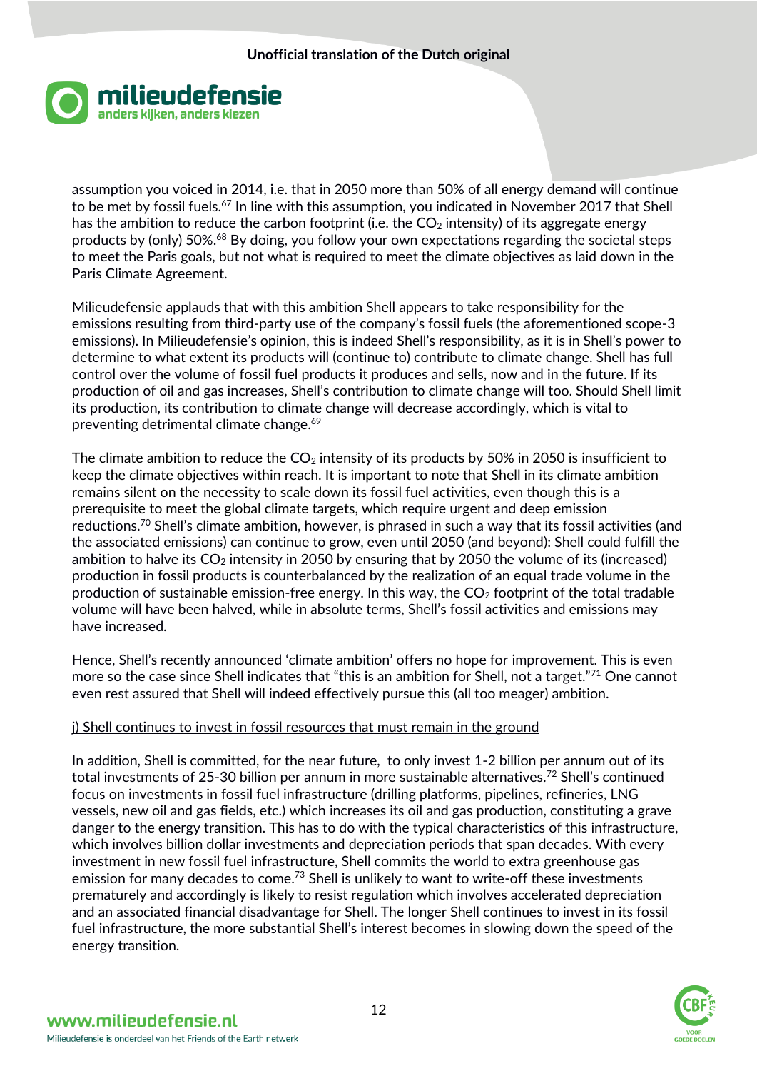assumption you voiced in 2014, i.e. that in 2050 more than 50% of all energy demand will continue to be met by fossil fuels.[67] In line with this assumption, you indicated in November 2017 that Shell has the ambition to reduce the carbon footprint (i.e. the $CO_2$ intensity) of its aggregate energy products by (only) 50%.[68] By doing, you follow your own expectations regarding the societal steps to meet the Paris goals, but not what is required to meet the climate objectives as laid down in the Paris Climate Agreement.

Milieudefensie applauds that with this ambition Shell appears to take responsibility for the emissions resulting from third-party use of the company's fossil fuels (the aforementioned scope-3 emissions). In Milieudefensie's opinion, this is indeed Shell's responsibility, as it is in Shell's power to determine to what extent its products will (continue to) contribute to climate change. Shell has full control over the volume of fossil fuel products it produces and sells, now and in the future. If its production of oil and gas increases, Shell's contribution to climate change will too. Should Shell limit its production, its contribution to climate change will decrease accordingly, which is vital to preventing detrimental climate change.[69]

The climate ambition to reduce the $CO_2$ intensity of its products by 50% in 2050 is insufficient to keep the climate objectives within reach. It is important to note that Shell in its climate ambition remains silent on the necessity to scale down its fossil fuel activities, even though this is a prerequisite to meet the global climate targets, which require urgent and deep emission reductions.[70] Shell's climate ambition, however, is phrased in such a way that its fossil activities (and the associated emissions) can continue to grow, even until 2050 (and beyond): Shell could fulfill the ambition to halve its $CO_2$ intensity in 2050 by ensuring that by 2050 the volume of its (increased) production in fossil products is counterbalanced by the realization of an equal trade volume in the production of sustainable emission-free energy. In this way, the $CO_2$ footprint of the total tradable volume will have been halved, while in absolute terms, Shell's fossil activities and emissions may have increased.

Hence, Shell's recently announced 'climate ambition' offers no hope for improvement. This is even more so the case since Shell indicates that "this is an ambition for Shell, not a target."[71] One cannot even rest assured that Shell will indeed effectively pursue this (all too meager) ambition.

j) Shell continues to invest in fossil resources that must remain in the ground

In addition, Shell is committed, for the near future, to only invest 1-2 billion per annum out of its total investments of 25-30 billion per annum in more sustainable alternatives.[72] Shell's continued focus on investments in fossil fuel infrastructure (drilling platforms, pipelines, refineries, LNG vessels, new oil and gas fields, etc.) which increases its oil and gas production, constituting a grave danger to the energy transition. This has to do with the typical characteristics of this infrastructure, which involves billion dollar investments and depreciation periods that span decades. With every investment in new fossil fuel infrastructure, Shell commits the world to extra greenhouse gas emission for many decades to come.[73] Shell is unlikely to want to write-off these investments prematurely and accordingly is likely to resist regulation which involves accelerated depreciation and an associated financial disadvantage for Shell. The longer Shell continues to invest in its fossil fuel infrastructure, the more substantial Shell's interest becomes in slowing down the speed of the energy transition.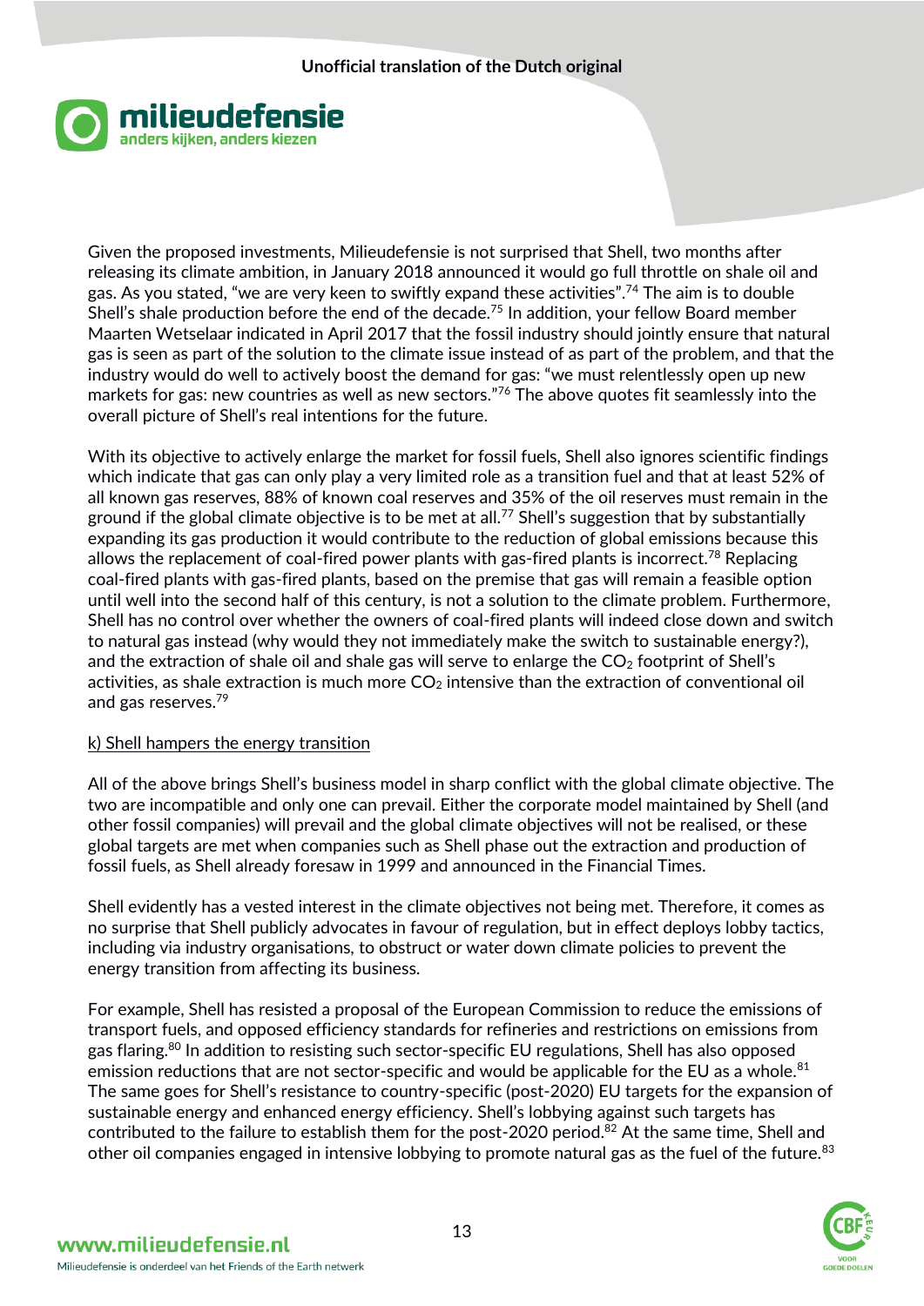Given the proposed investments, Milieudefensie is not surprised that Shell, two months after releasing its climate ambition, in January 2018 announced it would go full throttle on shale oil and gas. As you stated, “we are very keen to swiftly expand these activities”.[74] The aim is to double Shell’s shale production before the end of the decade.[75] In addition, your fellow Board member Maarten Wetselaar indicated in April 2017 that the fossil industry should jointly ensure that natural gas is seen as part of the solution to the climate issue instead of as part of the problem, and that the industry would do well to actively boost the demand for gas: “we must relentlessly open up new markets for gas: new countries as well as new sectors.”[76] The above quotes fit seamlessly into the overall picture of Shell’s real intentions for the future.

With its objective to actively enlarge the market for fossil fuels, Shell also ignores scientific findings which indicate that gas can only play a very limited role as a transition fuel and that at least 52% of all known gas reserves, 88% of known coal reserves and 35% of the oil reserves must remain in the ground if the global climate objective is to be met at all.[77] Shell’s suggestion that by substantially expanding its gas production it would contribute to the reduction of global emissions because this allows the replacement of coal-fired power plants with gas-fired plants is incorrect.[78] Replacing coal-fired plants with gas-fired plants, based on the premise that gas will remain a feasible option until well into the second half of this century, is not a solution to the climate problem. Furthermore, Shell has no control over whether the owners of coal-fired plants will indeed close down and switch to natural gas instead (why would they not immediately make the switch to sustainable energy?), and the extraction of shale oil and shale gas will serve to enlarge the $CO_2$ footprint of Shell’s activities, as shale extraction is much more $CO_2$ intensive than the extraction of conventional oil and gas reserves.[79]

k) Shell hampers the energy transition

All of the above brings Shell’s business model in sharp conflict with the global climate objective. The two are incompatible and only one can prevail. Either the corporate model maintained by Shell (and other fossil companies) will prevail and the global climate objectives will not be realised, or these global targets are met when companies such as Shell phase out the extraction and production of fossil fuels, as Shell already foresaw in 1999 and announced in the Financial Times.

Shell evidently has a vested interest in the climate objectives not being met. Therefore, it comes as no surprise that Shell publicly advocates in favour of regulation, but in effect deploys lobby tactics, including via industry organisations, to obstruct or water down climate policies to prevent the energy transition from affecting its business.

For example, Shell has resisted a proposal of the European Commission to reduce the emissions of transport fuels, and opposed efficiency standards for refineries and restrictions on emissions from gas flaring.[80] In addition to resisting such sector-specific EU regulations, Shell has also opposed emission reductions that are not sector-specific and would be applicable for the EU as a whole.[81] The same goes for Shell’s resistance to country-specific (post-2020) EU targets for the expansion of sustainable energy and enhanced energy efficiency. Shell’s lobbying against such targets has contributed to the failure to establish them for the post-2020 period.[82] At the same time, Shell and other oil companies engaged in intensive lobbying to promote natural gas as the fuel of the future.[83]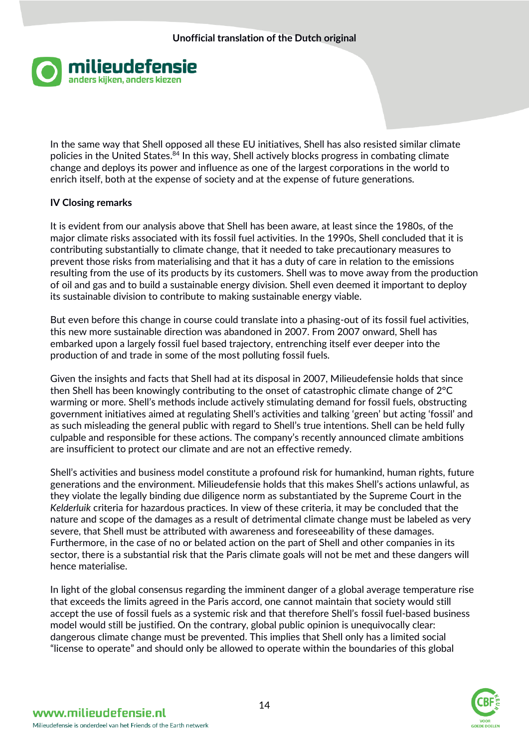In the same way that Shell opposed all these EU initiatives, Shell has also resisted similar climate policies in the United States.[84] In this way, Shell actively blocks progress in combating climate change and deploys its power and influence as one of the largest corporations in the world to enrich itself, both at the expense of society and at the expense of future generations.

**IV Closing remarks**

It is evident from our analysis above that Shell has been aware, at least since the 1980s, of the major climate risks associated with its fossil fuel activities. In the 1990s, Shell concluded that it is contributing substantially to climate change, that it needed to take precautionary measures to prevent those risks from materialising and that it has a duty of care in relation to the emissions resulting from the use of its products by its customers. Shell was to move away from the production of oil and gas and to build a sustainable energy division. Shell even deemed it important to deploy its sustainable division to contribute to making sustainable energy viable.

But even before this change in course could translate into a phasing-out of its fossil fuel activities, this new more sustainable direction was abandoned in 2007. From 2007 onward, Shell has embarked upon a largely fossil fuel based trajectory, entrenching itself ever deeper into the production of and trade in some of the most polluting fossil fuels.

Given the insights and facts that Shell had at its disposal in 2007, Milieudefensie holds that since then Shell has been knowingly contributing to the onset of catastrophic climate change of 2°C warming or more. Shell's methods include actively stimulating demand for fossil fuels, obstructing government initiatives aimed at regulating Shell's activities and talking 'green' but acting 'fossil' and as such misleading the general public with regard to Shell's true intentions. Shell can be held fully culpable and responsible for these actions. The company's recently announced climate ambitions are insufficient to protect our climate and are not an effective remedy.

Shell's activities and business model constitute a profound risk for humankind, human rights, future generations and the environment. Milieudefensie holds that this makes Shell's actions unlawful, as they violate the legally binding due diligence norm as substantiated by the Supreme Court in the *Kelderluik* criteria for hazardous practices. In view of these criteria, it may be concluded that the nature and scope of the damages as a result of detrimental climate change must be labeled as very severe, that Shell must be attributed with awareness and foreseeability of these damages. Furthermore, in the case of no or belated action on the part of Shell and other companies in its sector, there is a substantial risk that the Paris climate goals will not be met and these dangers will hence materialise.

In light of the global consensus regarding the imminent danger of a global average temperature rise that exceeds the limits agreed in the Paris accord, one cannot maintain that society would still accept the use of fossil fuels as a systemic risk and that therefore Shell's fossil fuel-based business model would still be justified. On the contrary, global public opinion is unequivocally clear: dangerous climate change must be prevented. This implies that Shell only has a limited social "license to operate" and should only be allowed to operate within the boundaries of this global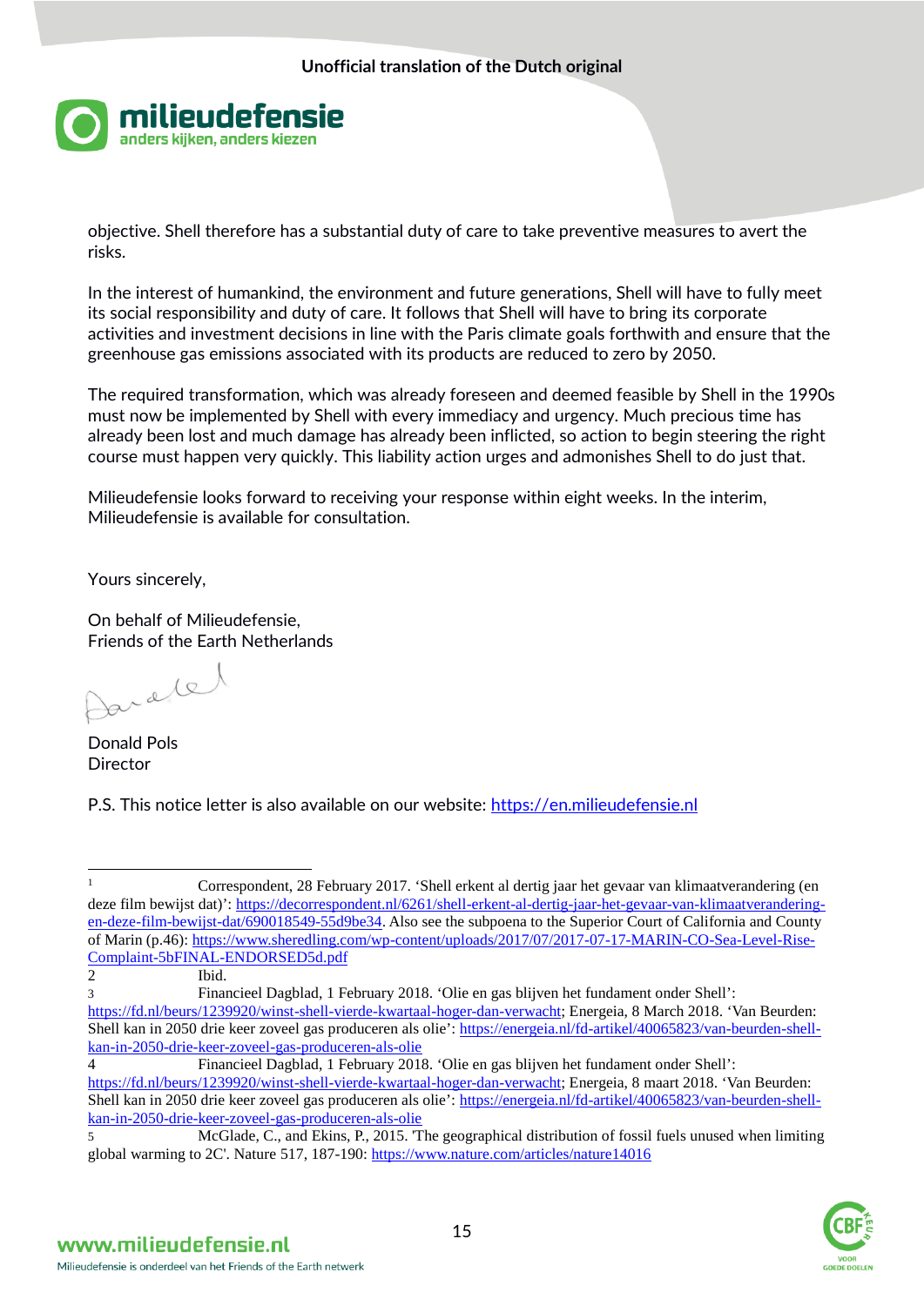objective. Shell therefore has a substantial duty of care to take preventive measures to avert the risks.

In the interest of humankind, the environment and future generations, Shell will have to fully meet its social responsibility and duty of care. It follows that Shell will have to bring its corporate activities and investment decisions in line with the Paris climate goals forthwith and ensure that the greenhouse gas emissions associated with its products are reduced to zero by 2050.

The required transformation, which was already foreseen and deemed feasible by Shell in the 1990s must now be implemented by Shell with every immediacy and urgency. Much precious time has already been lost and much damage has already been inflicted, so action to begin steering the right course must happen very quickly. This liability action urges and admonishes Shell to do just that.

Milieudefensie looks forward to receiving your response within eight weeks. In the interim, Milieudefensie is available for consultation.

Yours sincerely,

On behalf of Milieudefensie,
Friends of the Earth Netherlands

Donald Pols
Director

P.S. This notice letter is also available on our website: https://en.milieudefensie.nl

---

[1] Correspondent, 28 February 2017. 'Shell erkent al dertig jaar het gevaar van klimaatverandering (en deze film bewijst dat)': https://decorrespondent.nl/6261/shell-erkent-al-dertig-jaar-het-gevaar-van-klimaatverandering-en-deze-film-bewijst-dat/690018549-55d9be34. Also see the subpoena to the Superior Court of California and County of Marin (p.46): https://www.sheredling.com/wp-content/uploads/2017/07/2017-07-17-MARIN-CO-Sea-Level-Rise-Complaint-5bFINAL-ENDORSED5d.pdf

[2] Ibid.

[3] Financieel Dagblad, 1 February 2018. 'Olie en gas blijven het fundament onder Shell': https://fd.nl/beurs/1239920/winst-shell-vierde-kwartaal-hoger-dan-verwacht; Energeia, 8 March 2018. 'Van Beurden: Shell kan in 2050 drie keer zoveel gas produceren als olie': https://energeia.nl/fd-artikel/40065823/van-beurden-shell-kan-in-2050-drie-keer-zoveel-gas-produceren-als-olie

[4] Financieel Dagblad, 1 February 2018. 'Olie en gas blijven het fundament onder Shell': https://fd.nl/beurs/1239920/winst-shell-vierde-kwartaal-hoger-dan-verwacht; Energeia, 8 maart 2018. 'Van Beurden: Shell kan in 2050 drie keer zoveel gas produceren als olie': https://energeia.nl/fd-artikel/40065823/van-beurden-shell-kan-in-2050-drie-keer-zoveel-gas-produceren-als-olie

[5] McGlade, C., and Ekins, P., 2015. 'The geographical distribution of fossil fuels unused when limiting global warming to 2C'. Nature 517, 187-190: https://www.nature.com/articles/nature14016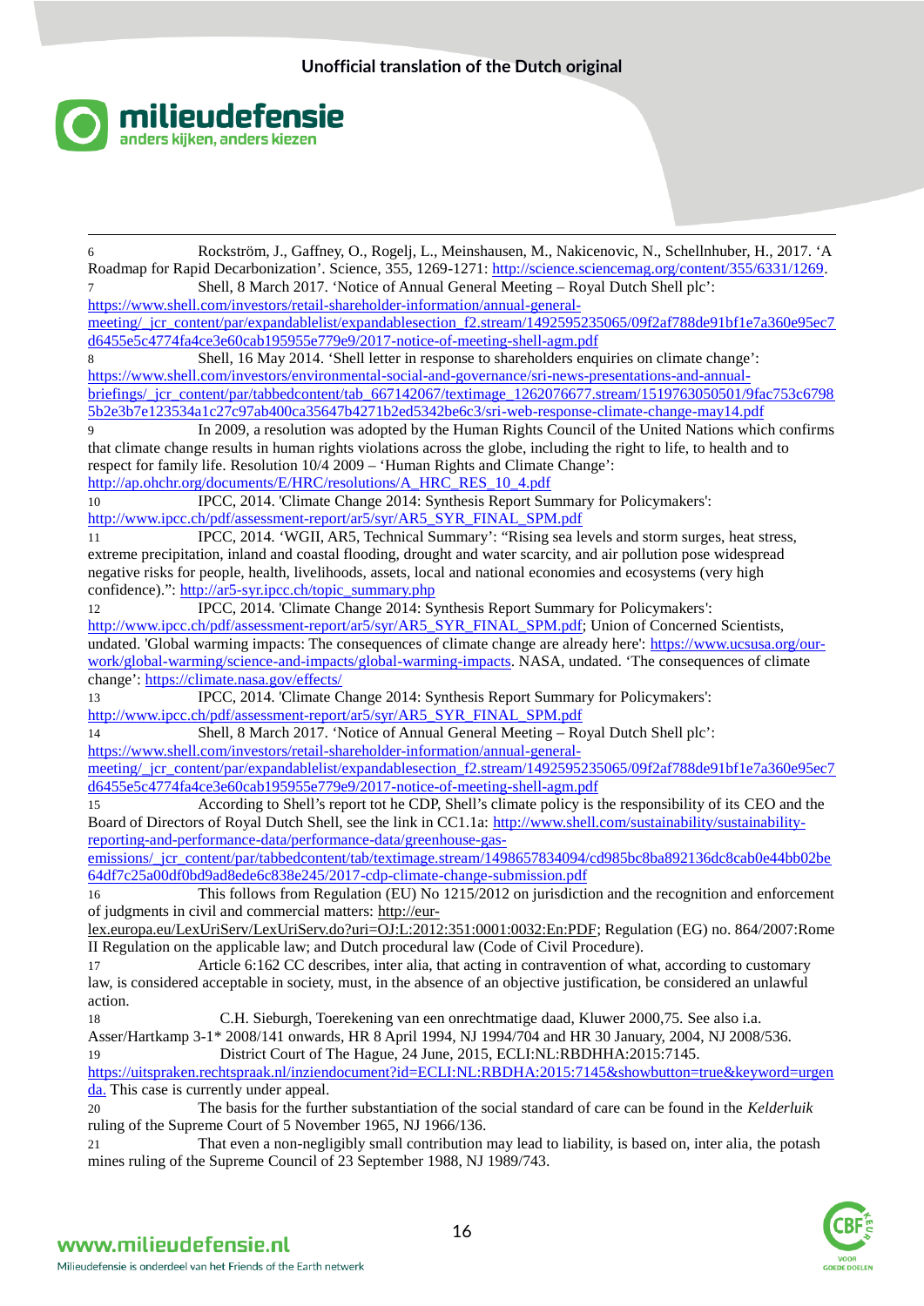6 Rockström, J., Gaffney, O., Rogelj, L., Meinshausen, M., Nakicenovic, N., Schellnhuber, H., 2017. 'A Roadmap for Rapid Decarbonization'. Science, 355, 1269-1271: http://science.sciencemag.org/content/355/6331/1269.

7 Shell, 8 March 2017. 'Notice of Annual General Meeting – Royal Dutch Shell plc': https://www.shell.com/investors/retail-shareholder-information/annual-general-meeting/_jcr_content/par/expandablelist/expandablesection_f2.stream/1492595235065/09f2af788de91bf1e7a360e95ec7d6455e5c4774fa4ce3e60cab195959e779e9/2017-notice-of-meeting-shell-agm.pdf

8 Shell, 16 May 2014. 'Shell letter in response to shareholders enquiries on climate change': https://www.shell.com/investors/environmental-social-and-governance/sri-news-presentations-and-annual-briefings/_jcr_content/par/tabbedcontent/tab_667142067/textimage_1262076677.stream/1519763050501/9fac753c67985b2e3b7e123534a1c27c97ab400ca35647b4271b2ed5342be6c3/sri-web-response-climate-change-may14.pdf

9 In 2009, a resolution was adopted by the Human Rights Council of the United Nations which confirms that climate change results in human rights violations across the globe, including the right to life, to health and to respect for family life. Resolution 10/4 2009 – 'Human Rights and Climate Change': http://ap.ohchr.org/documents/E/HRC/resolutions/A_HRC_RES_10_4.pdf

10 IPCC, 2014. 'Climate Change 2014: Synthesis Report Summary for Policymakers': http://www.ipcc.ch/pdf/assessment-report/ar5/syr/AR5_SYR_FINAL_SPM.pdf

11 IPCC, 2014. 'WGII, AR5, Technical Summary': "Rising sea levels and storm surges, heat stress, extreme precipitation, inland and coastal flooding, drought and water scarcity, and air pollution pose widespread negative risks for people, health, livelihoods, assets, local and national economies and ecosystems (very high confidence).": http://ar5-syr.ipcc.ch/topic_summary.php

12 IPCC, 2014. 'Climate Change 2014: Synthesis Report Summary for Policymakers': http://www.ipcc.ch/pdf/assessment-report/ar5/syr/AR5_SYR_FINAL_SPM.pdf; Union of Concerned Scientists, undated. 'Global warming impacts: The consequences of climate change are already here': https://www.ucsusa.org/our-work/global-warming/science-and-impacts/global-warming-impacts. NASA, undated. 'The consequences of climate change': https://climate.nasa.gov/effects/

13 IPCC, 2014. 'Climate Change 2014: Synthesis Report Summary for Policymakers': http://www.ipcc.ch/pdf/assessment-report/ar5/syr/AR5_SYR_FINAL_SPM.pdf

14 Shell, 8 March 2017. 'Notice of Annual General Meeting – Royal Dutch Shell plc': https://www.shell.com/investors/retail-shareholder-information/annual-general-meeting/_jcr_content/par/expandablelist/expandablesection_f2.stream/1492595235065/09f2af788de91bf1e7a360e95ec7d6455e5c4774fa4ce3e60cab195959e779e9/2017-notice-of-meeting-shell-agm.pdf

15 According to Shell's report tot he CDP, Shell's climate policy is the responsibility of its CEO and the Board of Directors of Royal Dutch Shell, see the link in CC1.1a: http://www.shell.com/sustainability/sustainability-reporting-and-performance-data/performance-data/greenhouse-gas-emissions/_jcr_content/par/tabbedcontent/tab/textimage.stream/1498657834094/cd985bc8ba892136dc8cab0e44bb02be64df7c25a00df0bd9ad8ede6c838e245/2017-cdp-climate-change-submission.pdf

16 This follows from Regulation (EU) No 1215/2012 on jurisdiction and the recognition and enforcement of judgments in civil and commercial matters: http://eur-lex.europa.eu/LexUriServ/LexUriServ.do?uri=OJ:L:2012:351:0001:0032:En:PDF; Regulation (EG) no. 864/2007:Rome II Regulation on the applicable law; and Dutch procedural law (Code of Civil Procedure).

17 Article 6:162 CC describes, inter alia, that acting in contravention of what, according to customary law, is considered acceptable in society, must, in the absence of an objective justification, be considered an unlawful action.

18 C.H. Sieburgh, Toerekening van een onrechtmatige daad, Kluwer 2000,75. See also i.a. Asser/Hartkamp 3-1* 2008/141 onwards, HR 8 April 1994, NJ 1994/704 and HR 30 January, 2004, NJ 2008/536.

19 District Court of The Hague, 24 June, 2015, ECLI:NL:RBDHHA:2015:7145. https://uitspraken.rechtspraak.nl/inziendocument?id=ECLI:NL:RBDHA:2015:7145&showbutton=true&keyword=urgenda. This case is currently under appeal.

20 The basis for the further substantiation of the social standard of care can be found in the *Kelderluik* ruling of the Supreme Court of 5 November 1965, NJ 1966/136.

21 That even a non-negligibly small contribution may lead to liability, is based on, inter alia, the potash mines ruling of the Supreme Council of 23 September 1988, NJ 1989/743.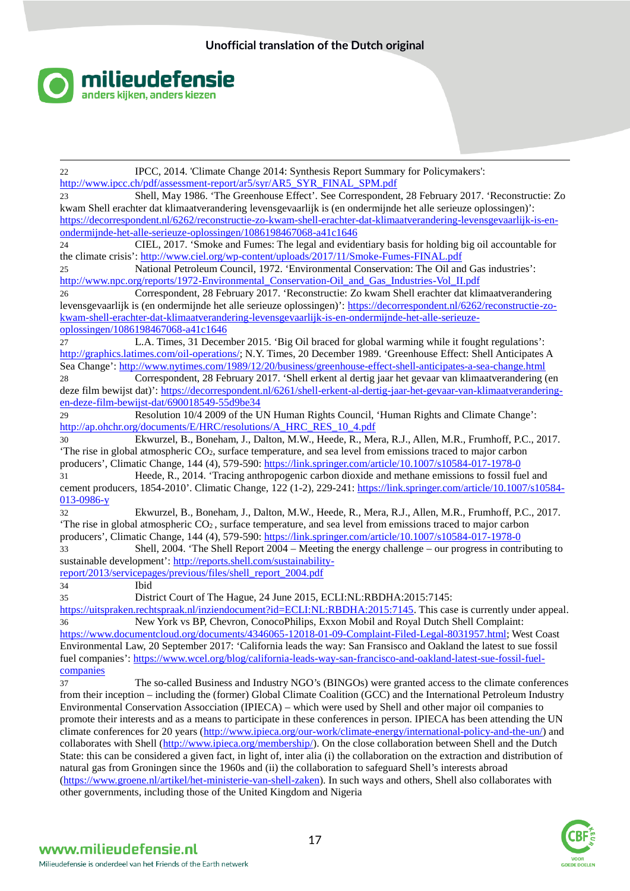22 IPCC, 2014. 'Climate Change 2014: Synthesis Report Summary for Policymakers': http://www.ipcc.ch/pdf/assessment-report/ar5/syr/AR5_SYR_FINAL_SPM.pdf

23 Shell, May 1986. 'The Greenhouse Effect'. See Correspondent, 28 February 2017. 'Reconstructie: Zo kwam Shell erachter dat klimaatverandering levensgevaarlijk is (en ondermijnde het alle serieuze oplossingen)': https://decorrespondent.nl/6262/reconstructie-zo-kwam-shell-erachter-dat-klimaatverandering-levensgevaarlijk-is-en-ondermijnde-het-alle-serieuze-oplossingen/1086198467068-a41c1646

24 CIEL, 2017. 'Smoke and Fumes: The legal and evidentiary basis for holding big oil accountable for the climate crisis': http://www.ciel.org/wp-content/uploads/2017/11/Smoke-Fumes-FINAL.pdf

25 National Petroleum Council, 1972. 'Environmental Conservation: The Oil and Gas industries': http://www.npc.org/reports/1972-Environmental_Conservation-Oil_and_Gas_Industries-Vol_II.pdf

26 Correspondent, 28 February 2017. 'Reconstructie: Zo kwam Shell erachter dat klimaatverandering levensgevaarlijk is (en ondermijnde het alle serieuze oplossingen)': https://decorrespondent.nl/6262/reconstructie-zo-kwam-shell-erachter-dat-klimaatverandering-levensgevaarlijk-is-en-ondermijnde-het-alle-serieuze-oplossingen/1086198467068-a41c1646

27 L.A. Times, 31 December 2015. 'Big Oil braced for global warming while it fought regulations': http://graphics.latimes.com/oil-operations/; N.Y. Times, 20 December 1989. 'Greenhouse Effect: Shell Anticipates A Sea Change': http://www.nytimes.com/1989/12/20/business/greenhouse-effect-shell-anticipates-a-sea-change.html

28 Correspondent, 28 February 2017. 'Shell erkent al dertig jaar het gevaar van klimaatverandering (en deze film bewijst dat)': https://decorrespondent.nl/6261/shell-erkent-al-dertig-jaar-het-gevaar-van-klimaatverandering-en-deze-film-bewijst-dat/690018549-55d9be34

29 Resolution 10/4 2009 of the UN Human Rights Council, 'Human Rights and Climate Change': http://ap.ohchr.org/documents/E/HRC/resolutions/A_HRC_RES_10_4.pdf

30 Ekwurzel, B., Boneham, J., Dalton, M.W., Heede, R., Mera, R.J., Allen, M.R., Frumhoff, P.C., 2017. 'The rise in global atmospheric $CO_2$, surface temperature, and sea level from emissions traced to major carbon producers', Climatic Change, 144 (4), 579-590: https://link.springer.com/article/10.1007/s10584-017-1978-0

31 Heede, R., 2014. 'Tracing anthropogenic carbon dioxide and methane emissions to fossil fuel and cement producers, 1854-2010'. Climatic Change, 122 (1-2), 229-241: https://link.springer.com/article/10.1007/s10584-013-0986-y

32 Ekwurzel, B., Boneham, J., Dalton, M.W., Heede, R., Mera, R.J., Allen, M.R., Frumhoff, P.C., 2017. 'The rise in global atmospheric $CO_2$ , surface temperature, and sea level from emissions traced to major carbon producers', Climatic Change, 144 (4), 579-590: https://link.springer.com/article/10.1007/s10584-017-1978-0

33 Shell, 2004. 'The Shell Report 2004 – Meeting the energy challenge – our progress in contributing to sustainable development': http://reports.shell.com/sustainability-report/2013/servicepages/previous/files/shell_report_2004.pdf

34 Ibid

35 District Court of The Hague, 24 June 2015, ECLI:NL:RBDHA:2015:7145: https://uitspraken.rechtspraak.nl/inziendocument?id=ECLI:NL:RBDHA:2015:7145. This case is currently under appeal.

36 New York vs BP, Chevron, ConocoPhilips, Exxon Mobil and Royal Dutch Shell Complaint: https://www.documentcloud.org/documents/4346065-12018-01-09-Complaint-Filed-Legal-8031957.html; West Coast Environmental Law, 20 September 2017: 'California leads the way: San Fransisco and Oakland the latest to sue fossil fuel companies': https://www.wcel.org/blog/california-leads-way-san-francisco-and-oakland-latest-sue-fossil-fuel-companies

37 The so-called Business and Industry NGO's (BINGOs) were granted access to the climate conferences from their inception – including the (former) Global Climate Coalition (GCC) and the International Petroleum Industry Environmental Conservation Assocciation (IPIECA) – which were used by Shell and other major oil companies to promote their interests and as a means to participate in these conferences in person. IPIECA has been attending the UN climate conferences for 20 years (http://www.ipieca.org/our-work/climate-energy/international-policy-and-the-un/) and collaborates with Shell (http://www.ipieca.org/membership/). On the close collaboration between Shell and the Dutch State: this can be considered a given fact, in light of, inter alia (i) the collaboration on the extraction and distribution of natural gas from Groningen since the 1960s and (ii) the collaboration to safeguard Shell's interests abroad (https://www.groene.nl/artikel/het-ministerie-van-shell-zaken). In such ways and others, Shell also collaborates with other governments, including those of the United Kingdom and Nigeria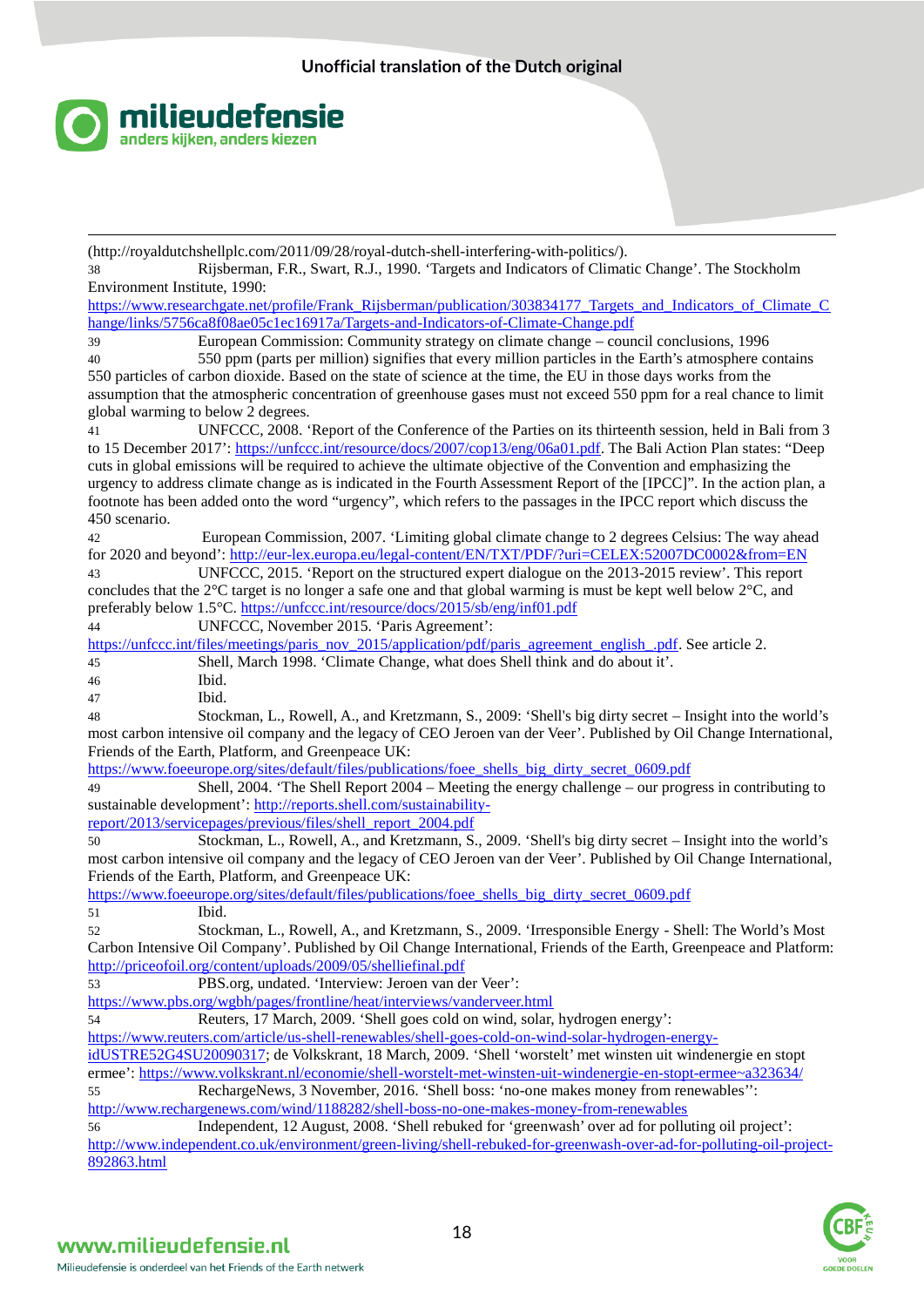(http://royaldutchshellplc.com/2011/09/28/royal-dutch-shell-interfering-with-politics/).

38 Rijsberman, F.R., Swart, R.J., 1990. 'Targets and Indicators of Climatic Change'. The Stockholm Environment Institute, 1990: https://www.researchgate.net/profile/Frank_Rijsberman/publication/303834177_Targets_and_Indicators_of_Climate_Change/links/5756ca8f08ae05c1ec16917a/Targets-and-Indicators-of-Climate-Change.pdf

39 European Commission: Community strategy on climate change – council conclusions, 1996

40 550 ppm (parts per million) signifies that every million particles in the Earth's atmosphere contains 550 particles of carbon dioxide. Based on the state of science at the time, the EU in those days works from the assumption that the atmospheric concentration of greenhouse gases must not exceed 550 ppm for a real chance to limit global warming to below 2 degrees.

41 UNFCCC, 2008. 'Report of the Conference of the Parties on its thirteenth session, held in Bali from 3 to 15 December 2017': https://unfccc.int/resource/docs/2007/cop13/eng/06a01.pdf. The Bali Action Plan states: "Deep cuts in global emissions will be required to achieve the ultimate objective of the Convention and emphasizing the urgency to address climate change as is indicated in the Fourth Assessment Report of the [IPCC]". In the action plan, a footnote has been added onto the word "urgency", which refers to the passages in the IPCC report which discuss the 450 scenario.

42 European Commission, 2007. 'Limiting global climate change to 2 degrees Celsius: The way ahead for 2020 and beyond': http://eur-lex.europa.eu/legal-content/EN/TXT/PDF/?uri=CELEX:52007DC0002&from=EN

43 UNFCCC, 2015. 'Report on the structured expert dialogue on the 2013-2015 review'. This report concludes that the 2°C target is no longer a safe one and that global warming is must be kept well below 2°C, and preferably below 1.5°C. https://unfccc.int/resource/docs/2015/sb/eng/inf01.pdf

44 UNFCCC, November 2015. 'Paris Agreement': https://unfccc.int/files/meetings/paris_nov_2015/application/pdf/paris_agreement_english_.pdf. See article 2.

45 Shell, March 1998. 'Climate Change, what does Shell think and do about it'.

46 Ibid.

47 Ibid.

48 Stockman, L., Rowell, A., and Kretzmann, S., 2009: 'Shell's big dirty secret – Insight into the world's most carbon intensive oil company and the legacy of CEO Jeroen van der Veer'. Published by Oil Change International, Friends of the Earth, Platform, and Greenpeace UK: https://www.foeeurope.org/sites/default/files/publications/foee_shells_big_dirty_secret_0609.pdf

49 Shell, 2004. 'The Shell Report 2004 – Meeting the energy challenge – our progress in contributing to sustainable development': http://reports.shell.com/sustainability-report/2013/servicepages/previous/files/shell_report_2004.pdf

50 Stockman, L., Rowell, A., and Kretzmann, S., 2009. 'Shell's big dirty secret – Insight into the world's most carbon intensive oil company and the legacy of CEO Jeroen van der Veer'. Published by Oil Change International, Friends of the Earth, Platform, and Greenpeace UK: https://www.foeeurope.org/sites/default/files/publications/foee_shells_big_dirty_secret_0609.pdf

51 Ibid.

52 Stockman, L., Rowell, A., and Kretzmann, S., 2009. 'Irresponsible Energy - Shell: The World's Most Carbon Intensive Oil Company'. Published by Oil Change International, Friends of the Earth, Greenpeace and Platform: http://priceofoil.org/content/uploads/2009/05/shelliefinal.pdf

53 PBS.org, undated. 'Interview: Jeroen van der Veer': https://www.pbs.org/wgbh/pages/frontline/heat/interviews/vanderveer.html

54 Reuters, 17 March, 2009. 'Shell goes cold on wind, solar, hydrogen energy': https://www.reuters.com/article/us-shell-renewables/shell-goes-cold-on-wind-solar-hydrogen-energy-idUSTRE52G4SU20090317; de Volkskrant, 18 March, 2009. 'Shell 'worstelt' met winsten uit windenergie en stopt ermee': https://www.volkskrant.nl/economie/shell-worstelt-met-winsten-uit-windenergie-en-stopt-ermee~a323634/

55 RechargeNews, 3 November, 2016. 'Shell boss: 'no-one makes money from renewables'': http://www.rechargenews.com/wind/1188282/shell-boss-no-one-makes-money-from-renewables

56 Independent, 12 August, 2008. 'Shell rebuked for 'greenwash' over ad for polluting oil project': http://www.independent.co.uk/environment/green-living/shell-rebuked-for-greenwash-over-ad-for-polluting-oil-project-892863.html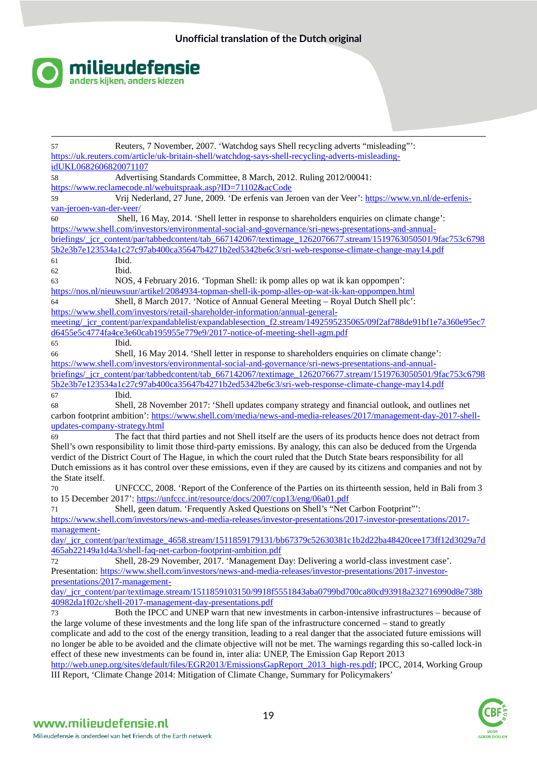57 Reuters, 7 November, 2007. 'Watchdog says Shell recycling adverts "misleading"': https://uk.reuters.com/article/uk-britain-shell/watchdog-says-shell-recycling-adverts-misleading-idUKL0682606820071107

58 Advertising Standards Committee, 8 March, 2012. Ruling 2012/00041: https://www.reclamecode.nl/webuitspraak.asp?ID=71102&acCode

59 Vrij Nederland, 27 June, 2009. 'De erfenis van Jeroen van der Veer': https://www.vn.nl/de-erfenis-van-jeroen-van-der-veer/

60 Shell, 16 May, 2014. 'Shell letter in response to shareholders enquiries on climate change': https://www.shell.com/investors/environmental-social-and-governance/sri-news-presentations-and-annual-briefings/_jcr_content/par/tabbedcontent/tab_667142067/textimage_1262076677.stream/1519763050501/9fac753c67985b2e3b7e123534a1c27c97ab400ca35647b4271b2ed5342be6c3/sri-web-response-climate-change-may14.pdf

61 Ibid.

62 Ibid.

63 NOS, 4 February 2016. 'Topman Shell: ik pomp alles op wat ik kan oppompen': https://nos.nl/nieuwsuur/artikel/2084934-topman-shell-ik-pomp-alles-op-wat-ik-kan-oppompen.html

64 Shell, 8 March 2017. 'Notice of Annual General Meeting – Royal Dutch Shell plc': https://www.shell.com/investors/retail-shareholder-information/annual-general-meeting/_jcr_content/par/expandablelist/expandablesection_f2.stream/1492595235065/09f2af788de91bf1e7a360e95ec7d6455e5c4774fa4ce3e60cab195955e779e9/2017-notice-of-meeting-shell-agm.pdf

65 Ibid.

66 Shell, 16 May 2014. 'Shell letter in response to shareholders enquiries on climate change': https://www.shell.com/investors/environmental-social-and-governance/sri-news-presentations-and-annual-briefings/_jcr_content/par/tabbedcontent/tab_667142067/textimage_1262076677.stream/1519763050501/9fac753c67985b2e3b7e123534a1c27c97ab400ca35647b4271b2ed5342be6c3/sri-web-response-climate-change-may14.pdf

67 Ibid.

68 Shell, 28 November 2017: 'Shell updates company strategy and financial outlook, and outlines net carbon footprint ambition': https://www.shell.com/media/news-and-media-releases/2017/management-day-2017-shell-updates-company-strategy.html

69 The fact that third parties and not Shell itself are the users of its products hence does not detract from Shell's own responsibility to limit those third-party emissions. By analogy, this can also be deduced from the Urgenda verdict of the District Court of The Hague, in which the court ruled that the Dutch State bears responsibility for all Dutch emissions as it has control over these emissions, even if they are caused by its citizens and companies and not by the State itself.

70 UNFCCC, 2008. 'Report of the Conference of the Parties on its thirteenth session, held in Bali from 3 to 15 December 2017': https://unfccc.int/resource/docs/2007/cop13/eng/06a01.pdf

71 Shell, geen datum. 'Frequently Asked Questions on Shell's "Net Carbon Footprint"': https://www.shell.com/investors/news-and-media-releases/investor-presentations/2017-investor-presentations/2017-management-day/_jcr_content/par/textimage_4658.stream/1511859179131/bb67379c52630381c1b2d22ba48420cee173ff12d3029a7d465ab22149a1d4a3/shell-faq-net-carbon-footprint-ambition.pdf

72 Shell, 28-29 November, 2017. 'Management Day: Delivering a world-class investment case'. Presentation: https://www.shell.com/investors/news-and-media-releases/investor-presentations/2017-investor-presentations/2017-management-day/_jcr_content/par/textimage.stream/1511859103150/9918f5551843aba0799bd700ca80cd93918a232716990d8e738b40982da1f02c/shell-2017-management-day-presentations.pdf

73 Both the IPCC and UNEP warn that new investments in carbon-intensive infrastructures – because of the large volume of these investments and the long life span of the infrastructure concerned – stand to greatly complicate and add to the cost of the energy transition, leading to a real danger that the associated future emissions will no longer be able to be avoided and the climate objective will not be met. The warnings regarding this so-called lock-in effect of these new investments can be found in, inter alia: UNEP, The Emission Gap Report 2013 http://web.unep.org/sites/default/files/EGR2013/EmissionsGapReport_2013_high-res.pdf; IPCC, 2014, Working Group III Report, 'Climate Change 2014: Mitigation of Climate Change, Summary for Policymakers'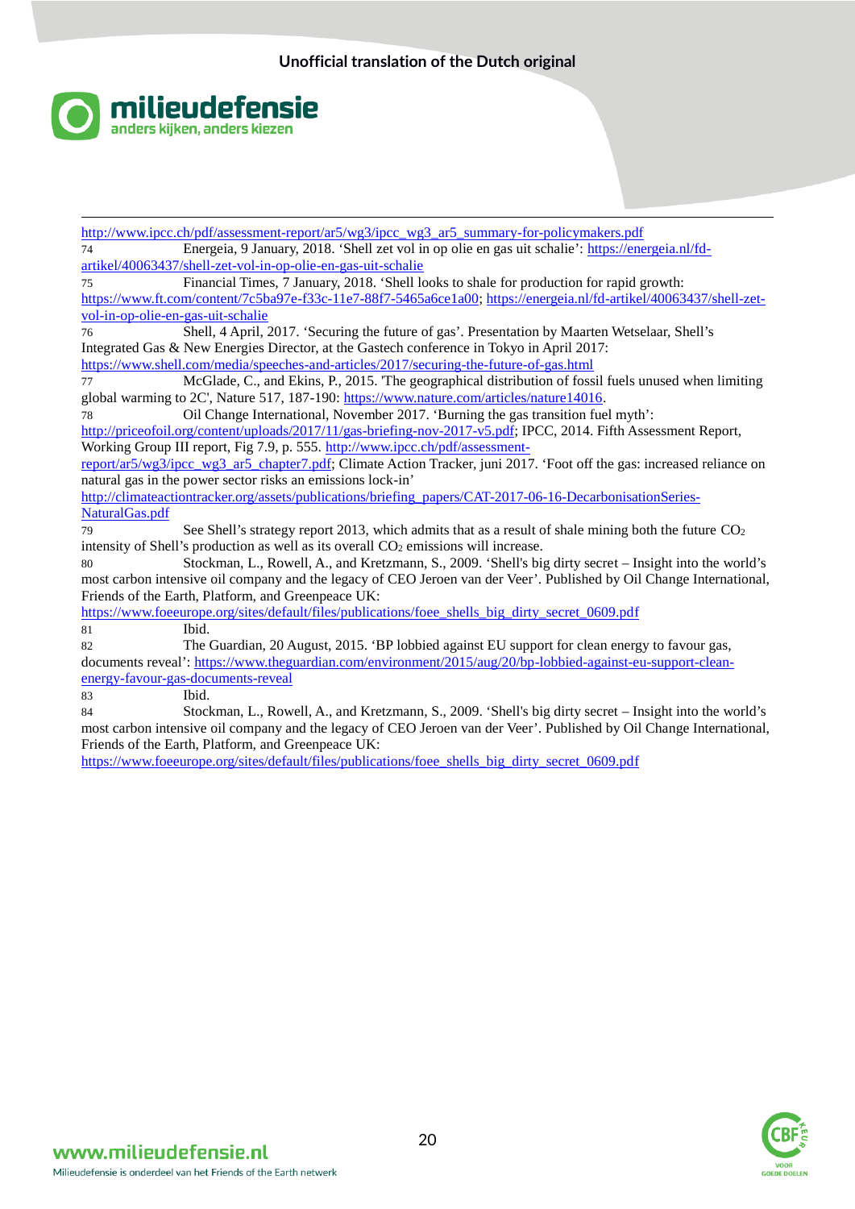http://www.ipcc.ch/pdf/assessment-report/ar5/wg3/ipcc_wg3_ar5_summary-for-policymakers.pdf

74 Energeia, 9 January, 2018. 'Shell zet vol in op olie en gas uit schalie': https://energeia.nl/fd-artikel/40063437/shell-zet-vol-in-op-olie-en-gas-uit-schalie

75 Financial Times, 7 January, 2018. 'Shell looks to shale for production for rapid growth: https://www.ft.com/content/7c5ba97e-f33c-11e7-88f7-5465a6ce1a00; https://energeia.nl/fd-artikel/40063437/shell-zet-vol-in-op-olie-en-gas-uit-schalie

76 Shell, 4 April, 2017. 'Securing the future of gas'. Presentation by Maarten Wetselaar, Shell's Integrated Gas & New Energies Director, at the Gastech conference in Tokyo in April 2017: https://www.shell.com/media/speeches-and-articles/2017/securing-the-future-of-gas.html

77 McGlade, C., and Ekins, P., 2015. 'The geographical distribution of fossil fuels unused when limiting global warming to 2C', Nature 517, 187-190: https://www.nature.com/articles/nature14016.

78 Oil Change International, November 2017. 'Burning the gas transition fuel myth': http://priceofoil.org/content/uploads/2017/11/gas-briefing-nov-2017-v5.pdf; IPCC, 2014. Fifth Assessment Report, Working Group III report, Fig 7.9, p. 555. http://www.ipcc.ch/pdf/assessment-report/ar5/wg3/ipcc_wg3_ar5_chapter7.pdf; Climate Action Tracker, juni 2017. 'Foot off the gas: increased reliance on natural gas in the power sector risks an emissions lock-in' http://climateactiontracker.org/assets/publications/briefing_papers/CAT-2017-06-16-DecarbonisationSeries-NaturalGas.pdf

79 See Shell's strategy report 2013, which admits that as a result of shale mining both the future $CO_2$ intensity of Shell's production as well as its overall $CO_2$ emissions will increase.

80 Stockman, L., Rowell, A., and Kretzmann, S., 2009. 'Shell's big dirty secret – Insight into the world's most carbon intensive oil company and the legacy of CEO Jeroen van der Veer'. Published by Oil Change International, Friends of the Earth, Platform, and Greenpeace UK: https://www.foeeurope.org/sites/default/files/publications/foee_shells_big_dirty_secret_0609.pdf

81 Ibid.

82 The Guardian, 20 August, 2015. 'BP lobbied against EU support for clean energy to favour gas, documents reveal': https://www.theguardian.com/environment/2015/aug/20/bp-lobbied-against-eu-support-clean-energy-favour-gas-documents-reveal

83 Ibid.

84 Stockman, L., Rowell, A., and Kretzmann, S., 2009. 'Shell's big dirty secret – Insight into the world's most carbon intensive oil company and the legacy of CEO Jeroen van der Veer'. Published by Oil Change International, Friends of the Earth, Platform, and Greenpeace UK: https://www.foeeurope.org/sites/default/files/publications/foee_shells_big_dirty_secret_0609.pdf